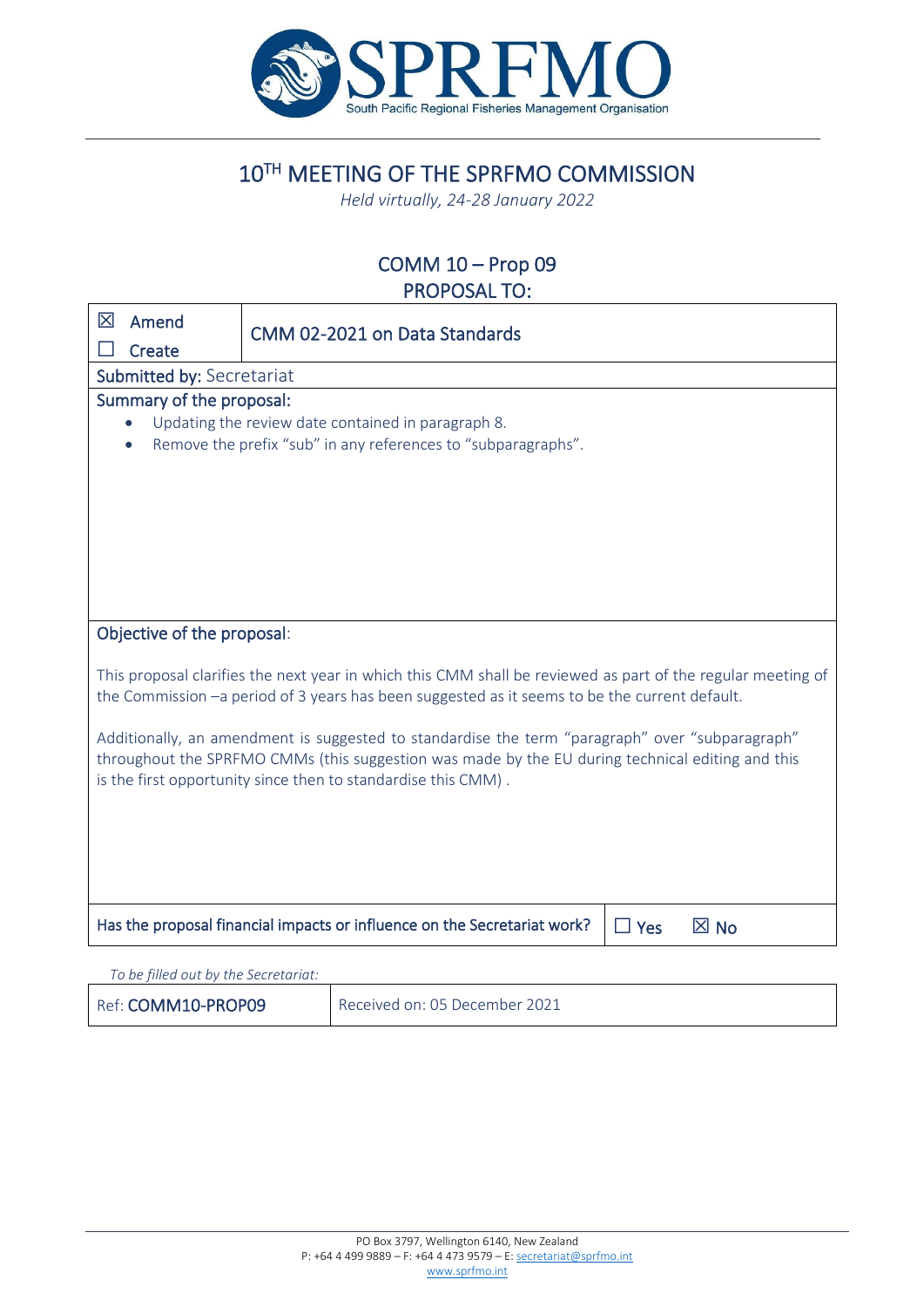# 10[TH] MEETING OF THE SPRFMO COMMISSION

*Held virtually, 24-28 January 2022*

## COMM 10 – Prop 09
## PROPOSAL TO:

| ☒ Amend<br>☐ Create | CMM 02-2021 on Data Standards |
|---|---|

**Submitted by:** Secretariat

**Summary of the proposal:**

- Updating the review date contained in paragraph 8.
- Remove the prefix "sub" in any references to "subparagraphs".

**Objective of the proposal:**

This proposal clarifies the next year in which this CMM shall be reviewed as part of the regular meeting of the Commission –a period of 3 years has been suggested as it seems to be the current default.

Additionally, an amendment is suggested to standardise the term "paragraph" over "subparagraph" throughout the SPRFMO CMMs (this suggestion was made by the EU during technical editing and this is the first opportunity since then to standardise this CMM) .

| Has the proposal financial impacts or influence on the Secretariat work? | ☐ Yes ☒ No |
|---|---|

*To be filled out by the Secretariat:*

| Ref: **COMM10-PROP09** | Received on: 05 December 2021 |
|---|---|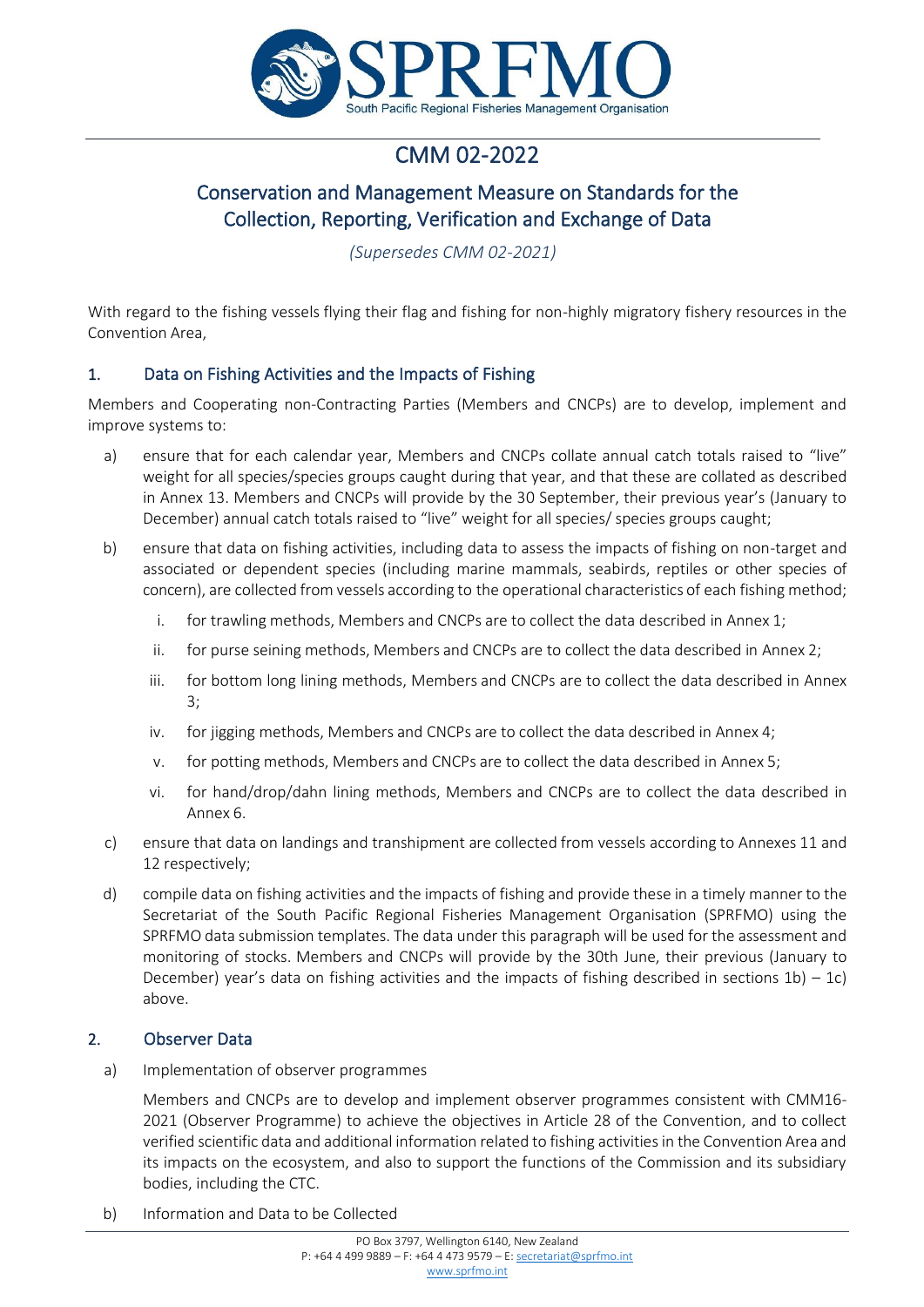# CMM 02-2022

## Conservation and Management Measure on Standards for the Collection, Reporting, Verification and Exchange of Data

*(Supersedes CMM 02-2021)*

With regard to the fishing vessels flying their flag and fishing for non-highly migratory fishery resources in the Convention Area,

### 1. Data on Fishing Activities and the Impacts of Fishing

Members and Cooperating non-Contracting Parties (Members and CNCPs) are to develop, implement and improve systems to:

a) ensure that for each calendar year, Members and CNCPs collate annual catch totals raised to "live" weight for all species/species groups caught during that year, and that these are collated as described in Annex 13. Members and CNCPs will provide by the 30 September, their previous year's (January to December) annual catch totals raised to "live" weight for all species/ species groups caught;

b) ensure that data on fishing activities, including data to assess the impacts of fishing on non-target and associated or dependent species (including marine mammals, seabirds, reptiles or other species of concern), are collected from vessels according to the operational characteristics of each fishing method;

   i. for trawling methods, Members and CNCPs are to collect the data described in Annex 1;

   ii. for purse seining methods, Members and CNCPs are to collect the data described in Annex 2;

   iii. for bottom long lining methods, Members and CNCPs are to collect the data described in Annex 3;

   iv. for jigging methods, Members and CNCPs are to collect the data described in Annex 4;

   v. for potting methods, Members and CNCPs are to collect the data described in Annex 5;

   vi. for hand/drop/dahn lining methods, Members and CNCPs are to collect the data described in Annex 6.

c) ensure that data on landings and transhipment are collected from vessels according to Annexes 11 and 12 respectively;

d) compile data on fishing activities and the impacts of fishing and provide these in a timely manner to the Secretariat of the South Pacific Regional Fisheries Management Organisation (SPRFMO) using the SPRFMO data submission templates. The data under this paragraph will be used for the assessment and monitoring of stocks. Members and CNCPs will provide by the 30th June, their previous (January to December) year's data on fishing activities and the impacts of fishing described in sections 1b) – 1c) above.

### 2. Observer Data

a) Implementation of observer programmes

Members and CNCPs are to develop and implement observer programmes consistent with CMM16-2021 (Observer Programme) to achieve the objectives in Article 28 of the Convention, and to collect verified scientific data and additional information related to fishing activities in the Convention Area and its impacts on the ecosystem, and also to support the functions of the Commission and its subsidiary bodies, including the CTC.

b) Information and Data to be Collected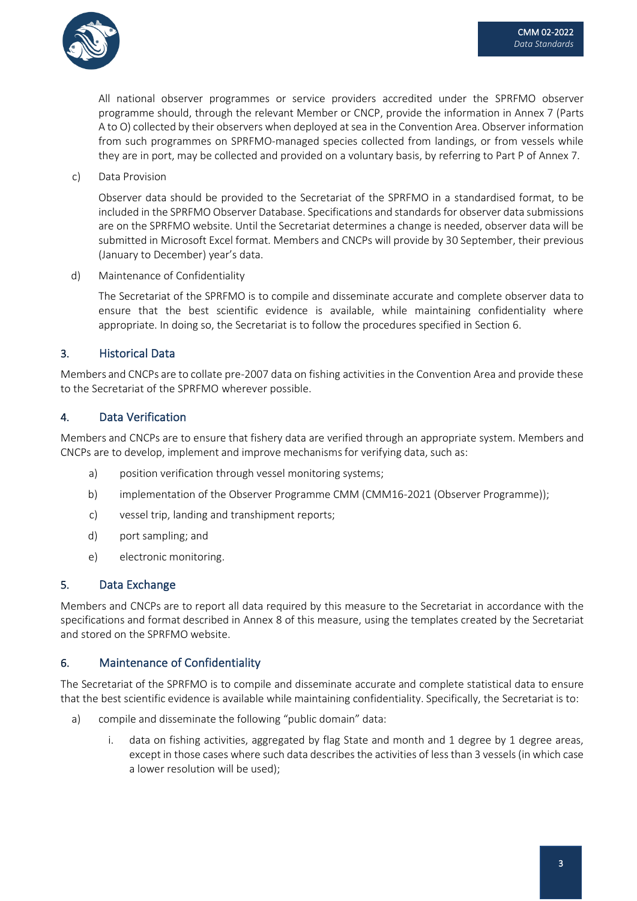All national observer programmes or service providers accredited under the SPRFMO observer programme should, through the relevant Member or CNCP, provide the information in Annex 7 (Parts A to O) collected by their observers when deployed at sea in the Convention Area. Observer information from such programmes on SPRFMO-managed species collected from landings, or from vessels while they are in port, may be collected and provided on a voluntary basis, by referring to Part P of Annex 7.

c) Data Provision

Observer data should be provided to the Secretariat of the SPRFMO in a standardised format, to be included in the SPRFMO Observer Database. Specifications and standards for observer data submissions are on the SPRFMO website. Until the Secretariat determines a change is needed, observer data will be submitted in Microsoft Excel format. Members and CNCPs will provide by 30 September, their previous (January to December) year's data.

d) Maintenance of Confidentiality

The Secretariat of the SPRFMO is to compile and disseminate accurate and complete observer data to ensure that the best scientific evidence is available, while maintaining confidentiality where appropriate. In doing so, the Secretariat is to follow the procedures specified in Section 6.

## 3. Historical Data

Members and CNCPs are to collate pre-2007 data on fishing activities in the Convention Area and provide these to the Secretariat of the SPRFMO wherever possible.

## 4. Data Verification

Members and CNCPs are to ensure that fishery data are verified through an appropriate system. Members and CNCPs are to develop, implement and improve mechanisms for verifying data, such as:

a) position verification through vessel monitoring systems;

b) implementation of the Observer Programme CMM (CMM16-2021 (Observer Programme));

c) vessel trip, landing and transhipment reports;

d) port sampling; and

e) electronic monitoring.

## 5. Data Exchange

Members and CNCPs are to report all data required by this measure to the Secretariat in accordance with the specifications and format described in Annex 8 of this measure, using the templates created by the Secretariat and stored on the SPRFMO website.

## 6. Maintenance of Confidentiality

The Secretariat of the SPRFMO is to compile and disseminate accurate and complete statistical data to ensure that the best scientific evidence is available while maintaining confidentiality. Specifically, the Secretariat is to:

a) compile and disseminate the following "public domain" data:

i. data on fishing activities, aggregated by flag State and month and 1 degree by 1 degree areas, except in those cases where such data describes the activities of less than 3 vessels (in which case a lower resolution will be used);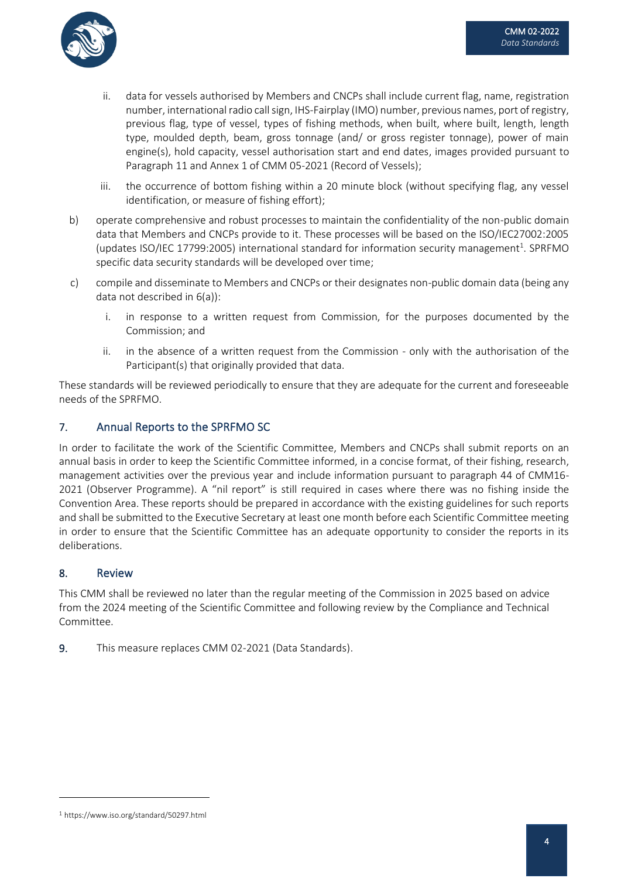ii. data for vessels authorised by Members and CNCPs shall include current flag, name, registration number, international radio call sign, IHS-Fairplay (IMO) number, previous names, port of registry, previous flag, type of vessel, types of fishing methods, when built, where built, length, length type, moulded depth, beam, gross tonnage (and/ or gross register tonnage), power of main engine(s), hold capacity, vessel authorisation start and end dates, images provided pursuant to Paragraph 11 and Annex 1 of CMM 05-2021 (Record of Vessels);

iii. the occurrence of bottom fishing within a 20 minute block (without specifying flag, any vessel identification, or measure of fishing effort);

b) operate comprehensive and robust processes to maintain the confidentiality of the non-public domain data that Members and CNCPs provide to it. These processes will be based on the ISO/IEC27002:2005 (updates ISO/IEC 17799:2005) international standard for information security management[1]. SPRFMO specific data security standards will be developed over time;

c) compile and disseminate to Members and CNCPs or their designates non-public domain data (being any data not described in 6(a)):

   i. in response to a written request from Commission, for the purposes documented by the Commission; and

   ii. in the absence of a written request from the Commission - only with the authorisation of the Participant(s) that originally provided that data.

These standards will be reviewed periodically to ensure that they are adequate for the current and foreseeable needs of the SPRFMO.

## 7. Annual Reports to the SPRFMO SC

In order to facilitate the work of the Scientific Committee, Members and CNCPs shall submit reports on an annual basis in order to keep the Scientific Committee informed, in a concise format, of their fishing, research, management activities over the previous year and include information pursuant to paragraph 44 of CMM16-2021 (Observer Programme). A "nil report" is still required in cases where there was no fishing inside the Convention Area. These reports should be prepared in accordance with the existing guidelines for such reports and shall be submitted to the Executive Secretary at least one month before each Scientific Committee meeting in order to ensure that the Scientific Committee has an adequate opportunity to consider the reports in its deliberations.

## 8. Review

This CMM shall be reviewed no later than the regular meeting of the Commission in 2025 based on advice from the 2024 meeting of the Scientific Committee and following review by the Compliance and Technical Committee.

9. This measure replaces CMM 02-2021 (Data Standards).

---

[1] https://www.iso.org/standard/50297.html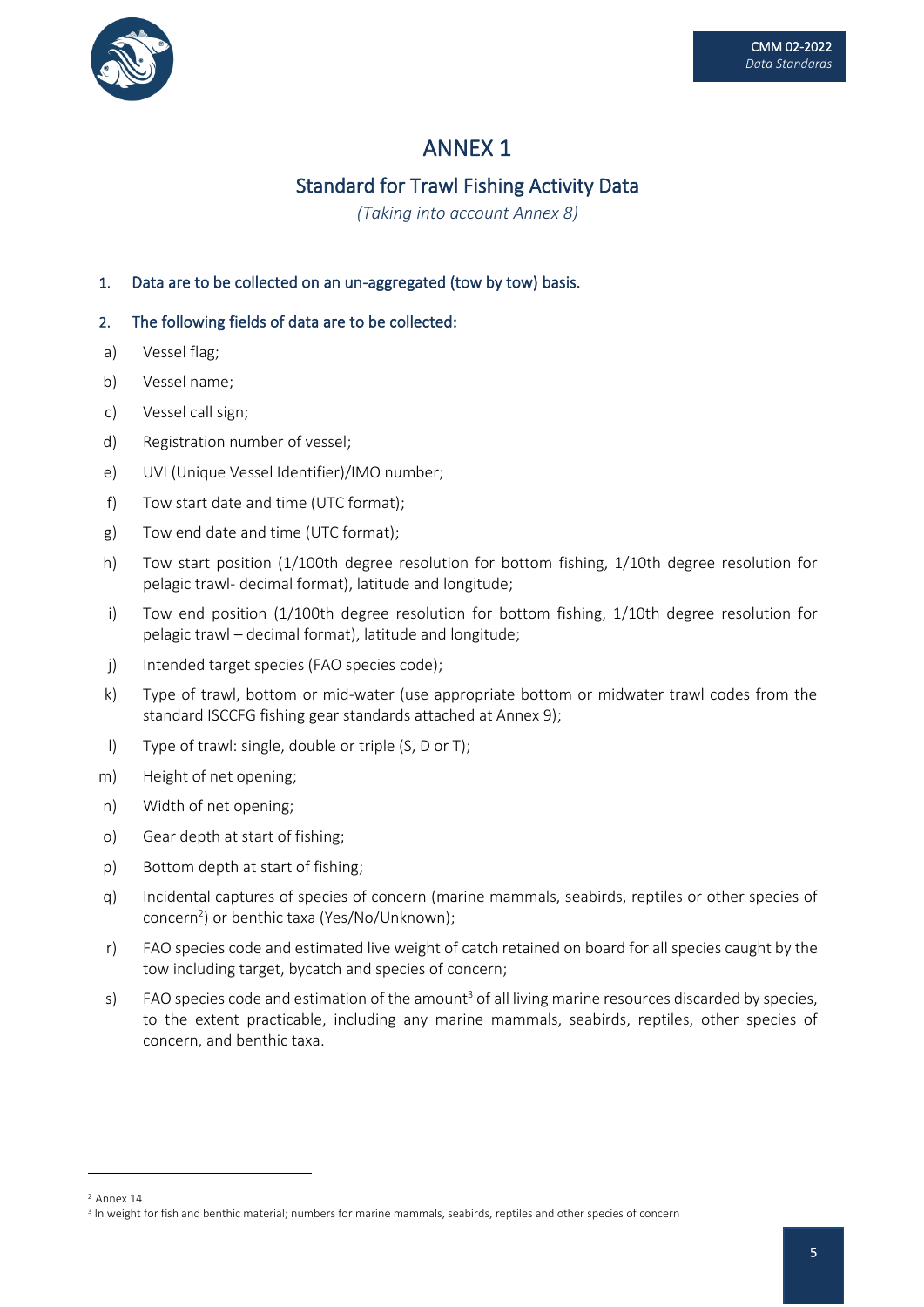# ANNEX 1

## Standard for Trawl Fishing Activity Data

*(Taking into account Annex 8)*

1. Data are to be collected on an un-aggregated (tow by tow) basis.

2. The following fields of data are to be collected:

a) Vessel flag;

b) Vessel name;

c) Vessel call sign;

d) Registration number of vessel;

e) UVI (Unique Vessel Identifier)/IMO number;

f) Tow start date and time (UTC format);

g) Tow end date and time (UTC format);

h) Tow start position (1/100th degree resolution for bottom fishing, 1/10th degree resolution for pelagic trawl- decimal format), latitude and longitude;

i) Tow end position (1/100th degree resolution for bottom fishing, 1/10th degree resolution for pelagic trawl – decimal format), latitude and longitude;

j) Intended target species (FAO species code);

k) Type of trawl, bottom or mid-water (use appropriate bottom or midwater trawl codes from the standard ISCCFG fishing gear standards attached at Annex 9);

l) Type of trawl: single, double or triple (S, D or T);

m) Height of net opening;

n) Width of net opening;

o) Gear depth at start of fishing;

p) Bottom depth at start of fishing;

q) Incidental captures of species of concern (marine mammals, seabirds, reptiles or other species of concern[2]) or benthic taxa (Yes/No/Unknown);

r) FAO species code and estimated live weight of catch retained on board for all species caught by the tow including target, bycatch and species of concern;

s) FAO species code and estimation of the amount[3] of all living marine resources discarded by species, to the extent practicable, including any marine mammals, seabirds, reptiles, other species of concern, and benthic taxa.

---

[2] Annex 14

[3] In weight for fish and benthic material; numbers for marine mammals, seabirds, reptiles and other species of concern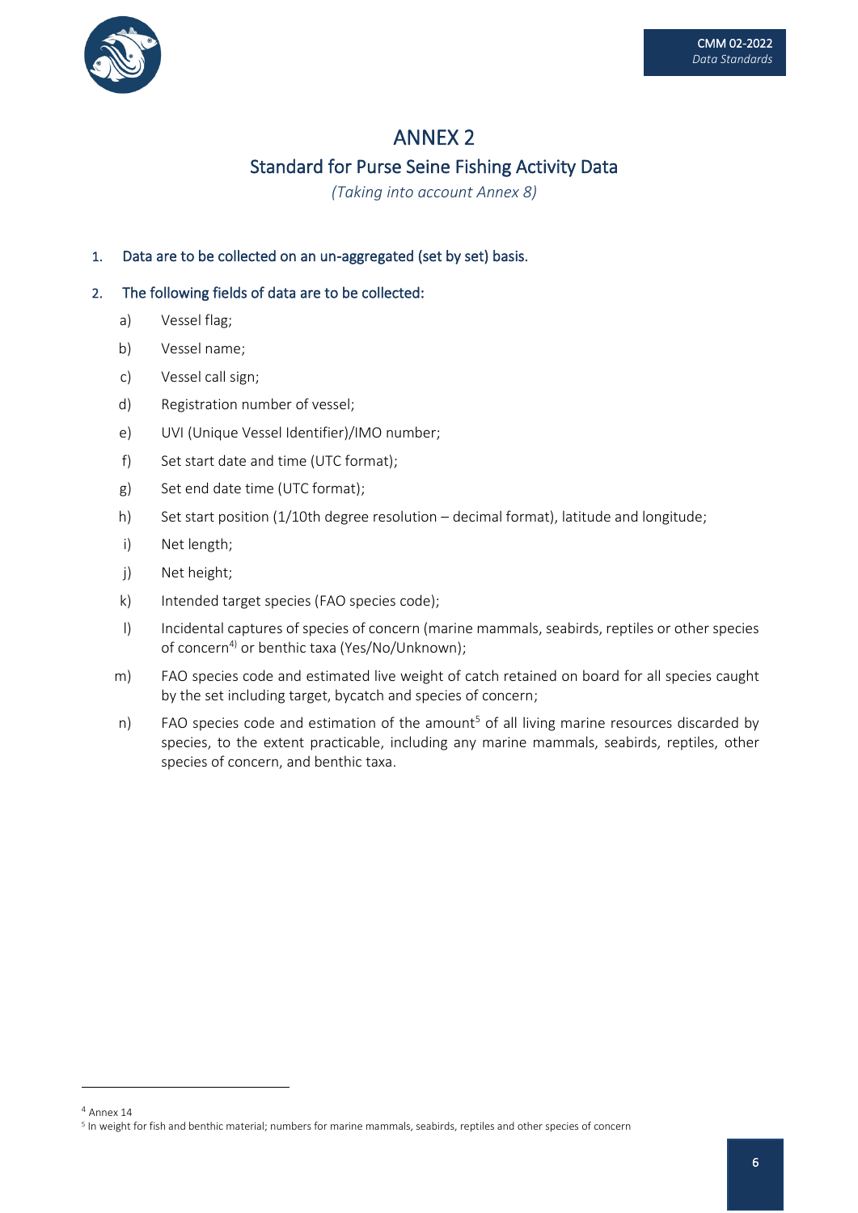# ANNEX 2

## Standard for Purse Seine Fishing Activity Data

*(Taking into account Annex 8)*

1. Data are to be collected on an un-aggregated (set by set) basis.

2. The following fields of data are to be collected:

   a) Vessel flag;

   b) Vessel name;

   c) Vessel call sign;

   d) Registration number of vessel;

   e) UVI (Unique Vessel Identifier)/IMO number;

   f) Set start date and time (UTC format);

   g) Set end date time (UTC format);

   h) Set start position (1/10th degree resolution – decimal format), latitude and longitude;

   i) Net length;

   j) Net height;

   k) Intended target species (FAO species code);

   l) Incidental captures of species of concern (marine mammals, seabirds, reptiles or other species of concern[4]) or benthic taxa (Yes/No/Unknown);

   m) FAO species code and estimated live weight of catch retained on board for all species caught by the set including target, bycatch and species of concern;

   n) FAO species code and estimation of the amount[5] of all living marine resources discarded by species, to the extent practicable, including any marine mammals, seabirds, reptiles, other species of concern, and benthic taxa.

---

[4] Annex 14

[5] In weight for fish and benthic material; numbers for marine mammals, seabirds, reptiles and other species of concern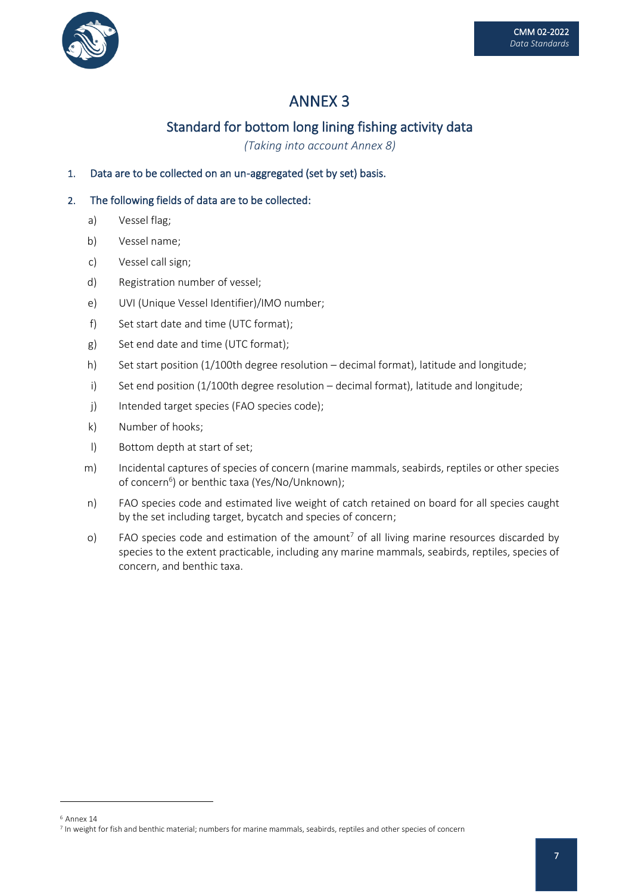# ANNEX 3

## Standard for bottom long lining fishing activity data

*(Taking into account Annex 8)*

1. Data are to be collected on an un-aggregated (set by set) basis.

2. The following fields of data are to be collected:

   a) Vessel flag;

   b) Vessel name;

   c) Vessel call sign;

   d) Registration number of vessel;

   e) UVI (Unique Vessel Identifier)/IMO number;

   f) Set start date and time (UTC format);

   g) Set end date and time (UTC format);

   h) Set start position (1/100th degree resolution – decimal format), latitude and longitude;

   i) Set end position (1/100th degree resolution – decimal format), latitude and longitude;

   j) Intended target species (FAO species code);

   k) Number of hooks;

   l) Bottom depth at start of set;

   m) Incidental captures of species of concern (marine mammals, seabirds, reptiles or other species of concern[6]) or benthic taxa (Yes/No/Unknown);

   n) FAO species code and estimated live weight of catch retained on board for all species caught by the set including target, bycatch and species of concern;

   o) FAO species code and estimation of the amount[7] of all living marine resources discarded by species to the extent practicable, including any marine mammals, seabirds, reptiles, species of concern, and benthic taxa.

---

[6] Annex 14

[7] In weight for fish and benthic material; numbers for marine mammals, seabirds, reptiles and other species of concern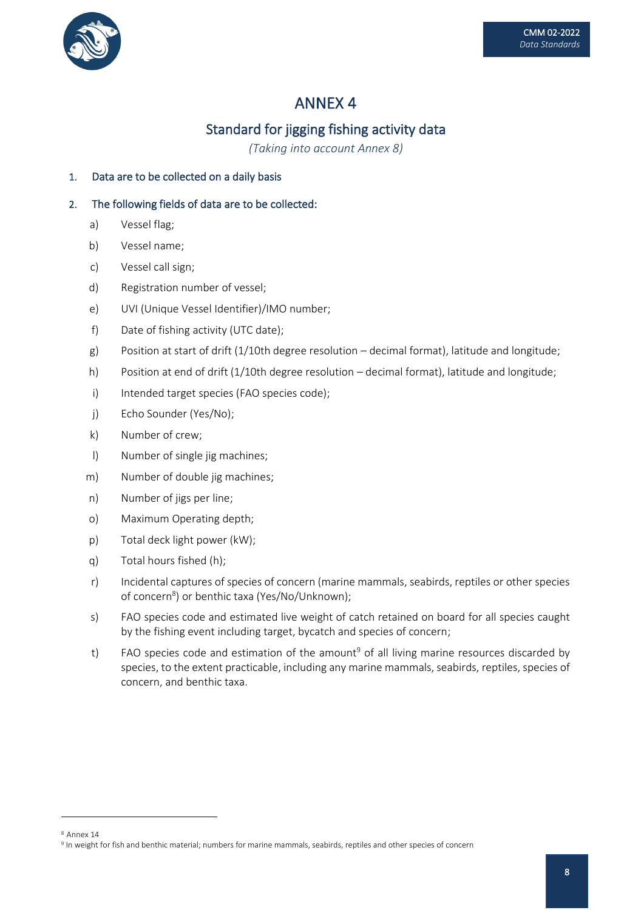# ANNEX 4

## Standard for jigging fishing activity data

*(Taking into account Annex 8)*

1. Data are to be collected on a daily basis

2. The following fields of data are to be collected:

   a) Vessel flag;

   b) Vessel name;

   c) Vessel call sign;

   d) Registration number of vessel;

   e) UVI (Unique Vessel Identifier)/IMO number;

   f) Date of fishing activity (UTC date);

   g) Position at start of drift (1/10th degree resolution – decimal format), latitude and longitude;

   h) Position at end of drift (1/10th degree resolution – decimal format), latitude and longitude;

   i) Intended target species (FAO species code);

   j) Echo Sounder (Yes/No);

   k) Number of crew;

   l) Number of single jig machines;

   m) Number of double jig machines;

   n) Number of jigs per line;

   o) Maximum Operating depth;

   p) Total deck light power (kW);

   q) Total hours fished (h);

   r) Incidental captures of species of concern (marine mammals, seabirds, reptiles or other species of concern[8]) or benthic taxa (Yes/No/Unknown);

   s) FAO species code and estimated live weight of catch retained on board for all species caught by the fishing event including target, bycatch and species of concern;

   t) FAO species code and estimation of the amount[9] of all living marine resources discarded by species, to the extent practicable, including any marine mammals, seabirds, reptiles, species of concern, and benthic taxa.

---

[8] Annex 14

[9] In weight for fish and benthic material; numbers for marine mammals, seabirds, reptiles and other species of concern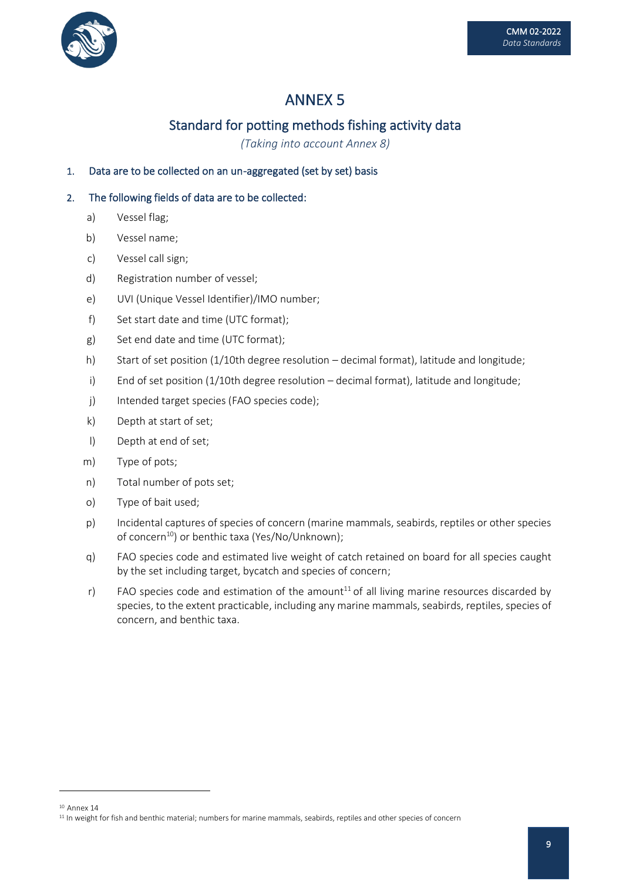# ANNEX 5

## Standard for potting methods fishing activity data

*(Taking into account Annex 8)*

1. Data are to be collected on an un-aggregated (set by set) basis

2. The following fields of data are to be collected:

   a) Vessel flag;

   b) Vessel name;

   c) Vessel call sign;

   d) Registration number of vessel;

   e) UVI (Unique Vessel Identifier)/IMO number;

   f) Set start date and time (UTC format);

   g) Set end date and time (UTC format);

   h) Start of set position (1/10th degree resolution – decimal format), latitude and longitude;

   i) End of set position (1/10th degree resolution – decimal format), latitude and longitude;

   j) Intended target species (FAO species code);

   k) Depth at start of set;

   l) Depth at end of set;

   m) Type of pots;

   n) Total number of pots set;

   o) Type of bait used;

   p) Incidental captures of species of concern (marine mammals, seabirds, reptiles or other species of concern[10]) or benthic taxa (Yes/No/Unknown);

   q) FAO species code and estimated live weight of catch retained on board for all species caught by the set including target, bycatch and species of concern;

   r) FAO species code and estimation of the amount[11] of all living marine resources discarded by species, to the extent practicable, including any marine mammals, seabirds, reptiles, species of concern, and benthic taxa.

---

[10] Annex 14

[11] In weight for fish and benthic material; numbers for marine mammals, seabirds, reptiles and other species of concern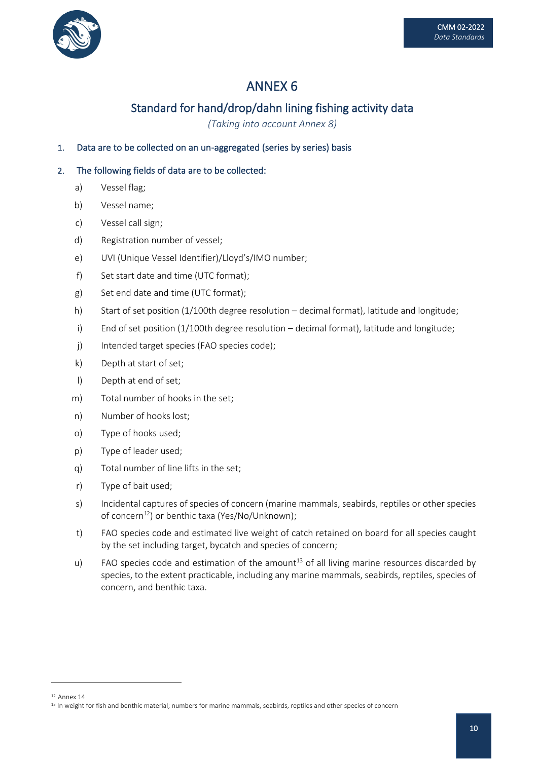# ANNEX 6

## Standard for hand/drop/dahn lining fishing activity data

*(Taking into account Annex 8)*

1. Data are to be collected on an un-aggregated (series by series) basis

2. The following fields of data are to be collected:

   a) Vessel flag;

   b) Vessel name;

   c) Vessel call sign;

   d) Registration number of vessel;

   e) UVI (Unique Vessel Identifier)/Lloyd's/IMO number;

   f) Set start date and time (UTC format);

   g) Set end date and time (UTC format);

   h) Start of set position (1/100th degree resolution – decimal format), latitude and longitude;

   i) End of set position (1/100th degree resolution – decimal format), latitude and longitude;

   j) Intended target species (FAO species code);

   k) Depth at start of set;

   l) Depth at end of set;

   m) Total number of hooks in the set;

   n) Number of hooks lost;

   o) Type of hooks used;

   p) Type of leader used;

   q) Total number of line lifts in the set;

   r) Type of bait used;

   s) Incidental captures of species of concern (marine mammals, seabirds, reptiles or other species of concern[12]) or benthic taxa (Yes/No/Unknown);

   t) FAO species code and estimated live weight of catch retained on board for all species caught by the set including target, bycatch and species of concern;

   u) FAO species code and estimation of the amount[13] of all living marine resources discarded by species, to the extent practicable, including any marine mammals, seabirds, reptiles, species of concern, and benthic taxa.

---

[12] Annex 14

[13] In weight for fish and benthic material; numbers for marine mammals, seabirds, reptiles and other species of concern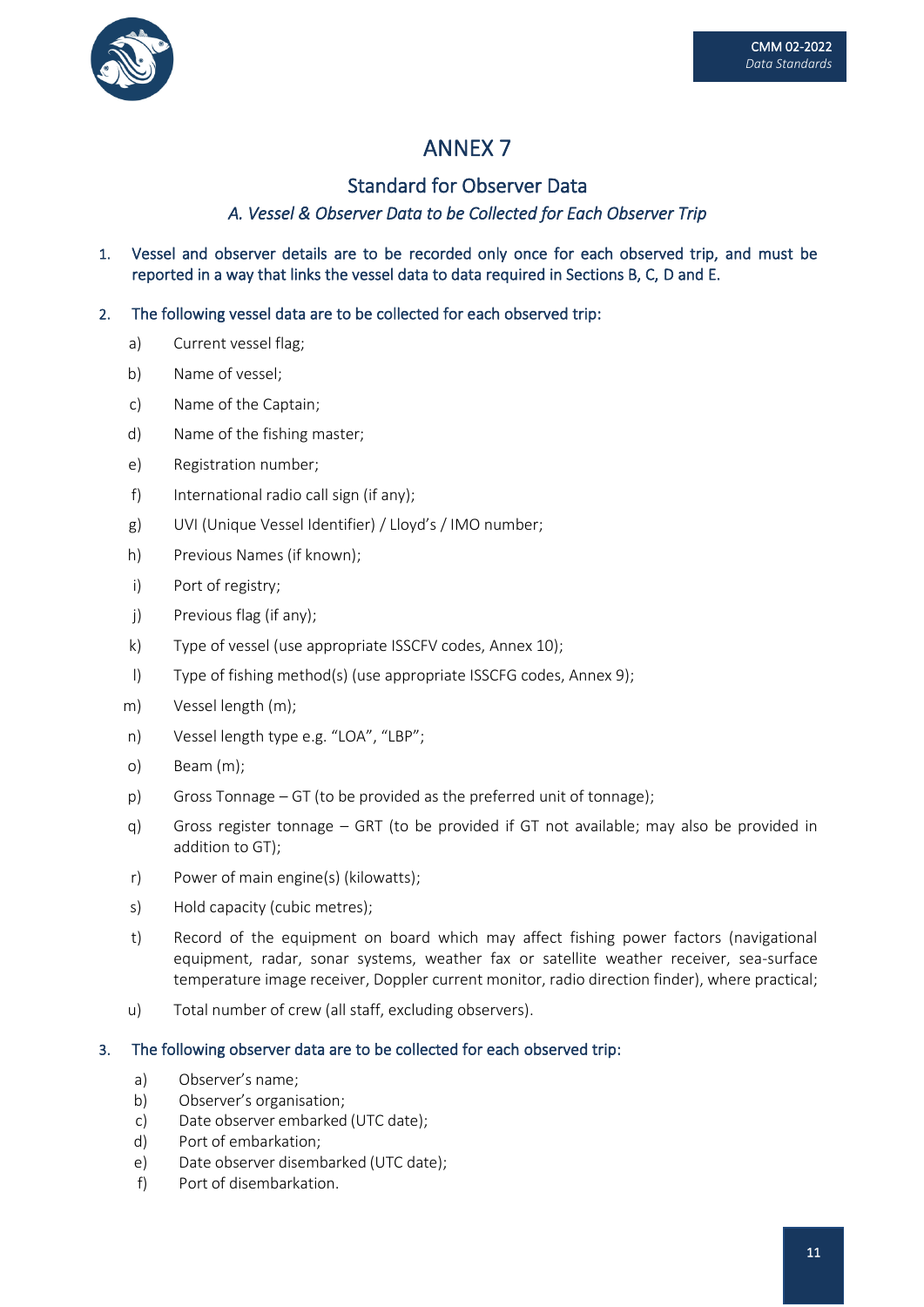# ANNEX 7

## Standard for Observer Data

### *A. Vessel & Observer Data to be Collected for Each Observer Trip*

1. Vessel and observer details are to be recorded only once for each observed trip, and must be reported in a way that links the vessel data to data required in Sections B, C, D and E.

2. The following vessel data are to be collected for each observed trip:

   a) Current vessel flag;

   b) Name of vessel;

   c) Name of the Captain;

   d) Name of the fishing master;

   e) Registration number;

   f) International radio call sign (if any);

   g) UVI (Unique Vessel Identifier) / Lloyd's / IMO number;

   h) Previous Names (if known);

   i) Port of registry;

   j) Previous flag (if any);

   k) Type of vessel (use appropriate ISSCFV codes, Annex 10);

   l) Type of fishing method(s) (use appropriate ISSCFG codes, Annex 9);

   m) Vessel length (m);

   n) Vessel length type e.g. "LOA", "LBP";

   o) Beam (m);

   p) Gross Tonnage – GT (to be provided as the preferred unit of tonnage);

   q) Gross register tonnage – GRT (to be provided if GT not available; may also be provided in addition to GT);

   r) Power of main engine(s) (kilowatts);

   s) Hold capacity (cubic metres);

   t) Record of the equipment on board which may affect fishing power factors (navigational equipment, radar, sonar systems, weather fax or satellite weather receiver, sea-surface temperature image receiver, Doppler current monitor, radio direction finder), where practical;

   u) Total number of crew (all staff, excluding observers).

3. The following observer data are to be collected for each observed trip:

   a) Observer's name;
   b) Observer's organisation;
   c) Date observer embarked (UTC date);
   d) Port of embarkation;
   e) Date observer disembarked (UTC date);
   f) Port of disembarkation.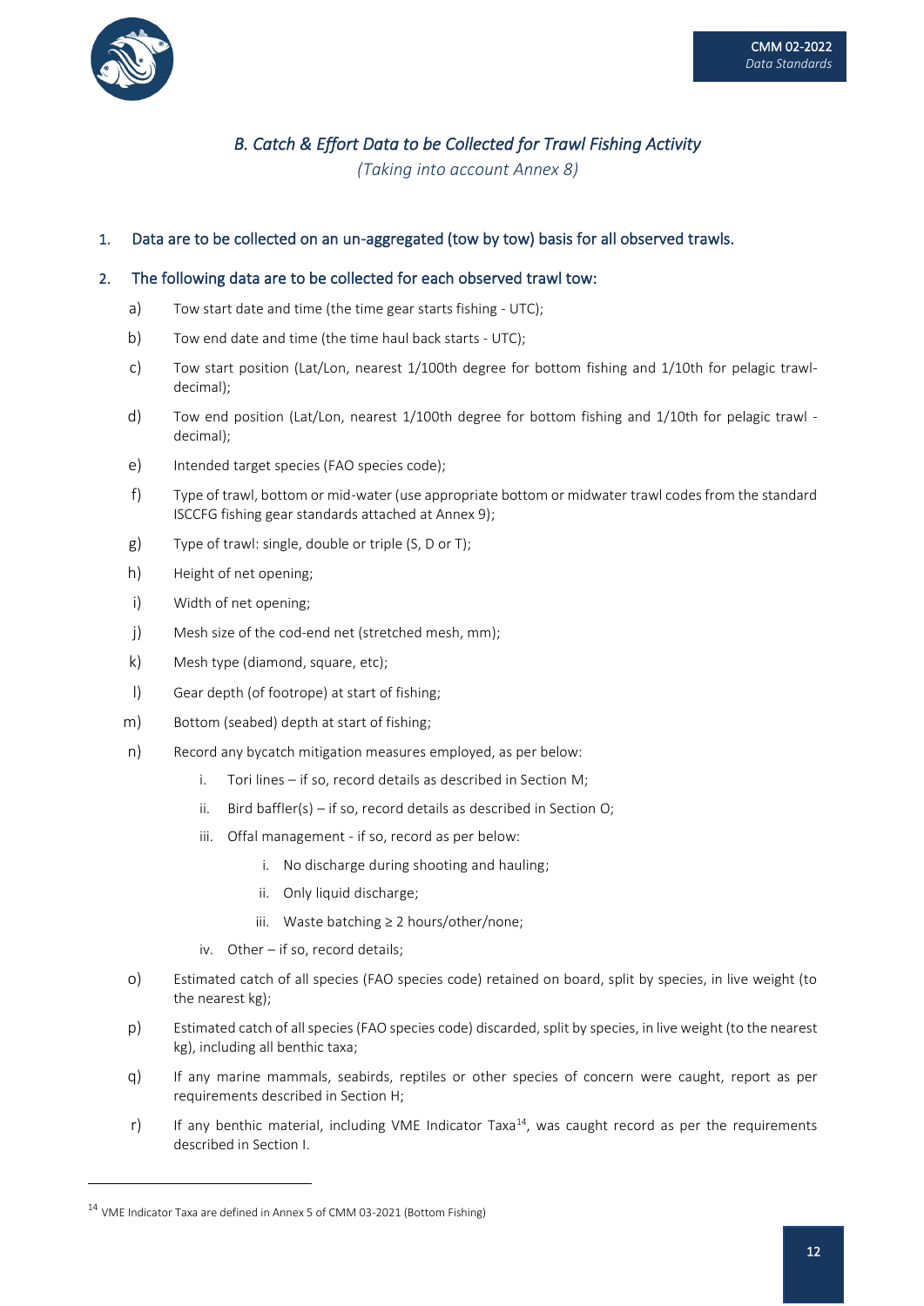## *B. Catch & Effort Data to be Collected for Trawl Fishing Activity*

*(Taking into account Annex 8)*

1. Data are to be collected on an un-aggregated (tow by tow) basis for all observed trawls.

2. The following data are to be collected for each observed trawl tow:

   a) Tow start date and time (the time gear starts fishing - UTC);

   b) Tow end date and time (the time haul back starts - UTC);

   c) Tow start position (Lat/Lon, nearest 1/100th degree for bottom fishing and 1/10th for pelagic trawl-decimal);

   d) Tow end position (Lat/Lon, nearest 1/100th degree for bottom fishing and 1/10th for pelagic trawl - decimal);

   e) Intended target species (FAO species code);

   f) Type of trawl, bottom or mid-water (use appropriate bottom or midwater trawl codes from the standard ISCCFG fishing gear standards attached at Annex 9);

   g) Type of trawl: single, double or triple (S, D or T);

   h) Height of net opening;

   i) Width of net opening;

   j) Mesh size of the cod-end net (stretched mesh, mm);

   k) Mesh type (diamond, square, etc);

   l) Gear depth (of footrope) at start of fishing;

   m) Bottom (seabed) depth at start of fishing;

   n) Record any bycatch mitigation measures employed, as per below:

      i. Tori lines – if so, record details as described in Section M;

      ii. Bird baffler(s) – if so, record details as described in Section O;

      iii. Offal management - if so, record as per below:

         i. No discharge during shooting and hauling;

         ii. Only liquid discharge;

         iii. Waste batching ≥ 2 hours/other/none;

      iv. Other – if so, record details;

   o) Estimated catch of all species (FAO species code) retained on board, split by species, in live weight (to the nearest kg);

   p) Estimated catch of all species (FAO species code) discarded, split by species, in live weight (to the nearest kg), including all benthic taxa;

   q) If any marine mammals, seabirds, reptiles or other species of concern were caught, report as per requirements described in Section H;

   r) If any benthic material, including VME Indicator Taxa[14], was caught record as per the requirements described in Section I.

---

[14] VME Indicator Taxa are defined in Annex 5 of CMM 03-2021 (Bottom Fishing)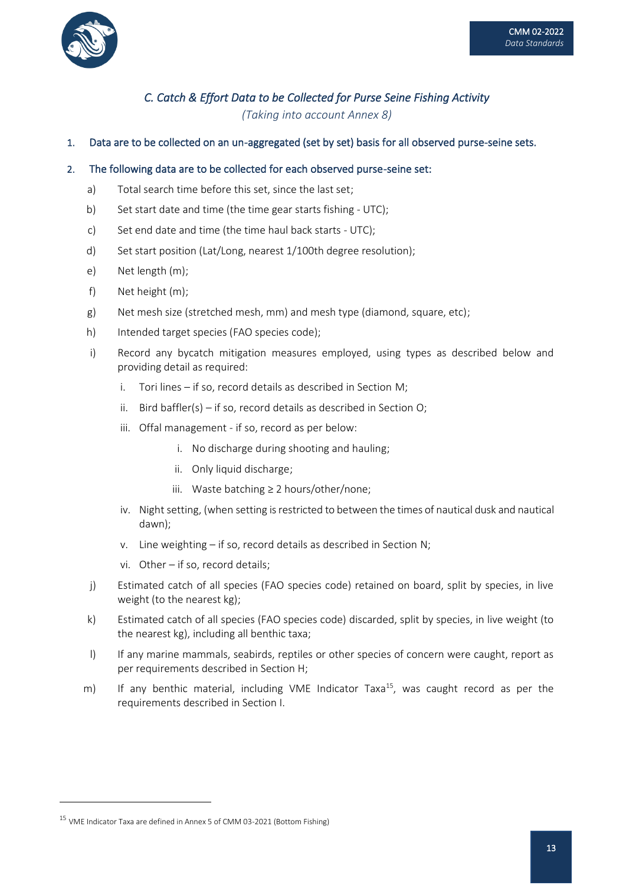### *C. Catch & Effort Data to be Collected for Purse Seine Fishing Activity*

*(Taking into account Annex 8)*

1. Data are to be collected on an un-aggregated (set by set) basis for all observed purse-seine sets.

2. The following data are to be collected for each observed purse-seine set:

   a) Total search time before this set, since the last set;

   b) Set start date and time (the time gear starts fishing - UTC);

   c) Set end date and time (the time haul back starts - UTC);

   d) Set start position (Lat/Long, nearest 1/100th degree resolution);

   e) Net length (m);

   f) Net height (m);

   g) Net mesh size (stretched mesh, mm) and mesh type (diamond, square, etc);

   h) Intended target species (FAO species code);

   i) Record any bycatch mitigation measures employed, using types as described below and providing detail as required:

      i. Tori lines – if so, record details as described in Section M;

      ii. Bird baffler(s) – if so, record details as described in Section O;

      iii. Offal management - if so, record as per below:

         i. No discharge during shooting and hauling;

         ii. Only liquid discharge;

         iii. Waste batching ≥ 2 hours/other/none;

      iv. Night setting, (when setting is restricted to between the times of nautical dusk and nautical dawn);

      v. Line weighting – if so, record details as described in Section N;

      vi. Other – if so, record details;

   j) Estimated catch of all species (FAO species code) retained on board, split by species, in live weight (to the nearest kg);

   k) Estimated catch of all species (FAO species code) discarded, split by species, in live weight (to the nearest kg), including all benthic taxa;

   l) If any marine mammals, seabirds, reptiles or other species of concern were caught, report as per requirements described in Section H;

   m) If any benthic material, including VME Indicator Taxa[15], was caught record as per the requirements described in Section I.

[15] VME Indicator Taxa are defined in Annex 5 of CMM 03-2021 (Bottom Fishing)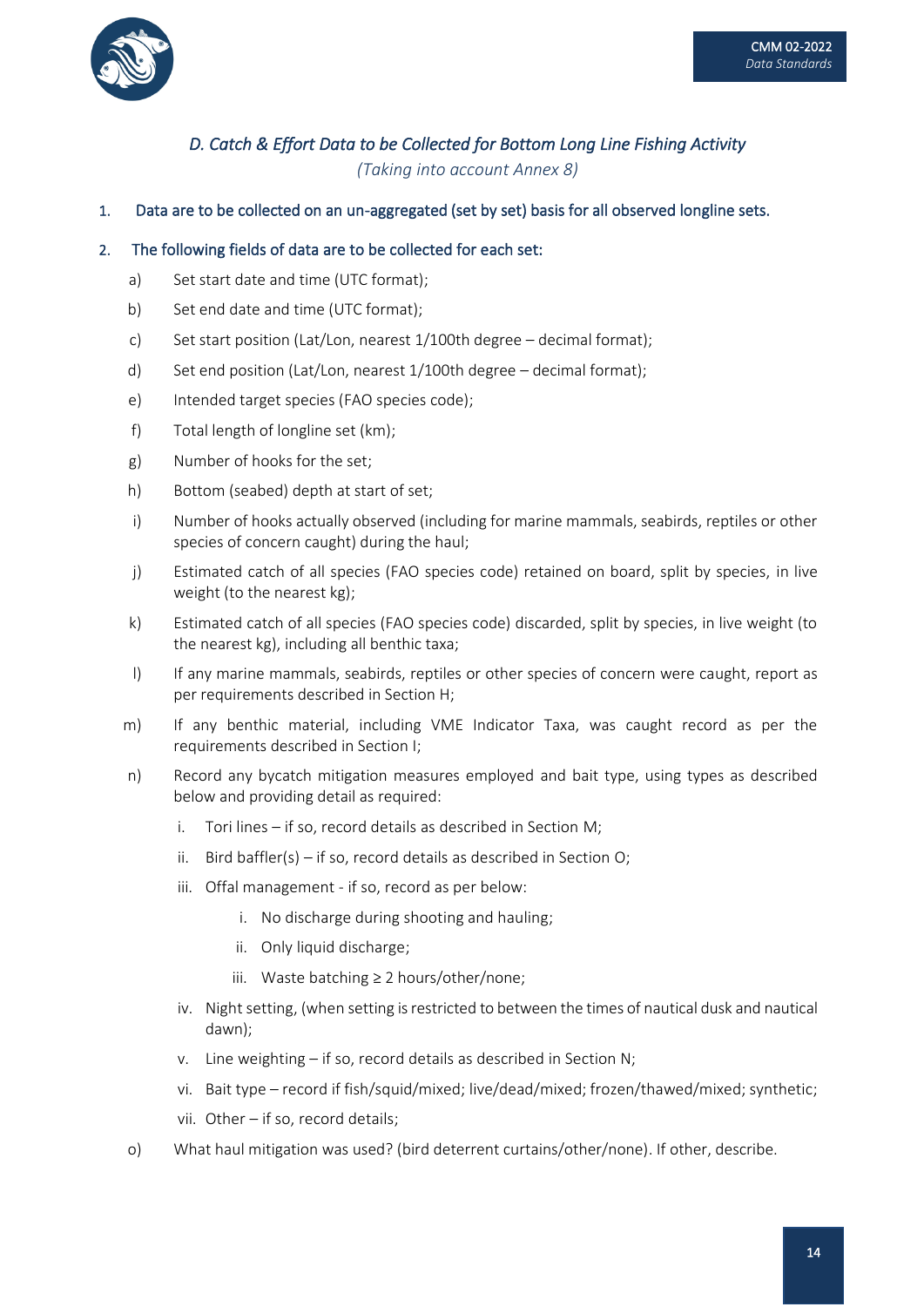## *D. Catch & Effort Data to be Collected for Bottom Long Line Fishing Activity*

*(Taking into account Annex 8)*

1. Data are to be collected on an un-aggregated (set by set) basis for all observed longline sets.

2. The following fields of data are to be collected for each set:

   a) Set start date and time (UTC format);

   b) Set end date and time (UTC format);

   c) Set start position (Lat/Lon, nearest 1/100th degree – decimal format);

   d) Set end position (Lat/Lon, nearest 1/100th degree – decimal format);

   e) Intended target species (FAO species code);

   f) Total length of longline set (km);

   g) Number of hooks for the set;

   h) Bottom (seabed) depth at start of set;

   i) Number of hooks actually observed (including for marine mammals, seabirds, reptiles or other species of concern caught) during the haul;

   j) Estimated catch of all species (FAO species code) retained on board, split by species, in live weight (to the nearest kg);

   k) Estimated catch of all species (FAO species code) discarded, split by species, in live weight (to the nearest kg), including all benthic taxa;

   l) If any marine mammals, seabirds, reptiles or other species of concern were caught, report as per requirements described in Section H;

   m) If any benthic material, including VME Indicator Taxa, was caught record as per the requirements described in Section I;

   n) Record any bycatch mitigation measures employed and bait type, using types as described below and providing detail as required:

      i. Tori lines – if so, record details as described in Section M;

      ii. Bird baffler(s) – if so, record details as described in Section O;

      iii. Offal management - if so, record as per below:

         i. No discharge during shooting and hauling;

         ii. Only liquid discharge;

         iii. Waste batching ≥ 2 hours/other/none;

      iv. Night setting, (when setting is restricted to between the times of nautical dusk and nautical dawn);

      v. Line weighting – if so, record details as described in Section N;

      vi. Bait type – record if fish/squid/mixed; live/dead/mixed; frozen/thawed/mixed; synthetic;

      vii. Other – if so, record details;

   o) What haul mitigation was used? (bird deterrent curtains/other/none). If other, describe.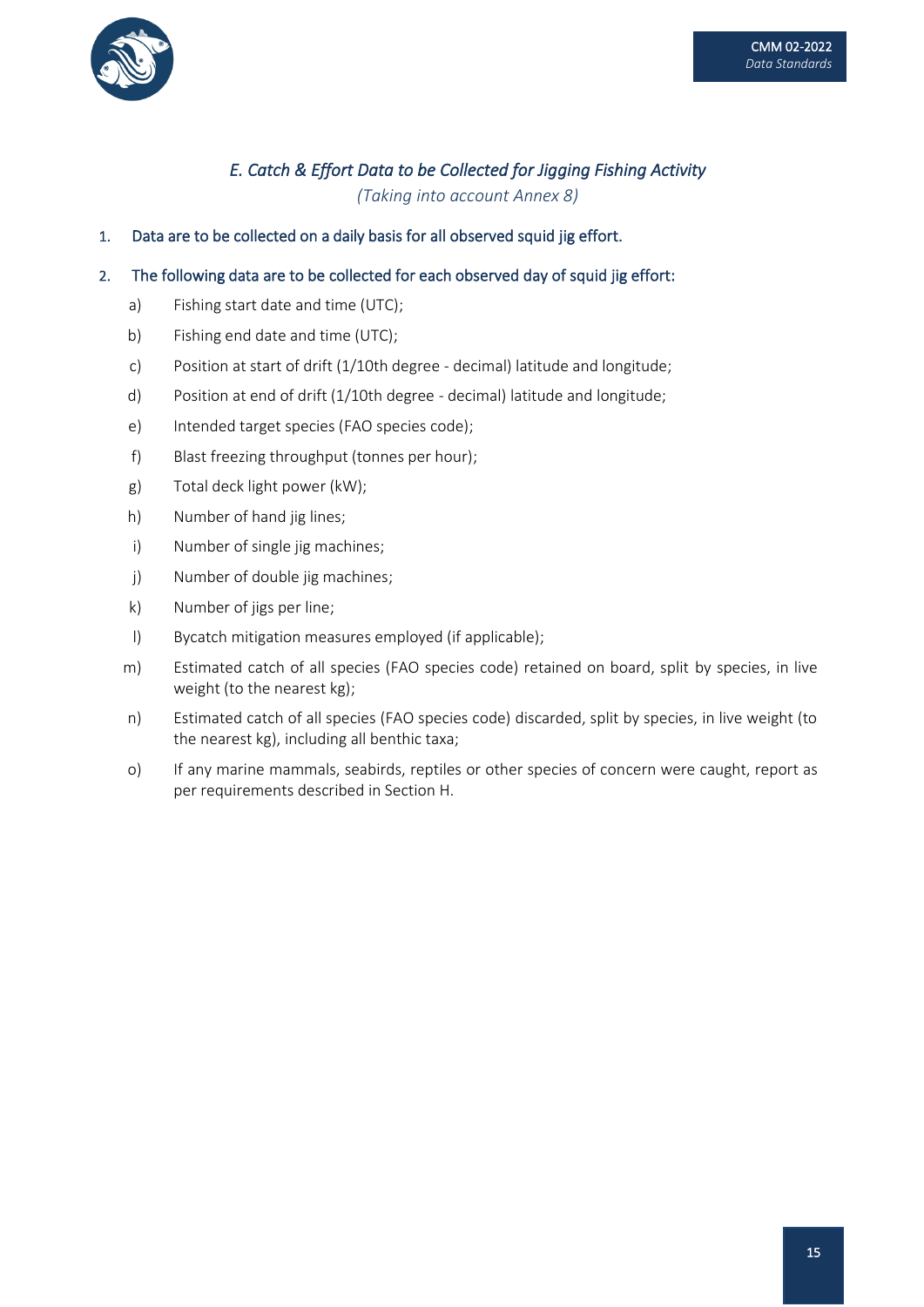## *E. Catch & Effort Data to be Collected for Jigging Fishing Activity*

*(Taking into account Annex 8)*

1. Data are to be collected on a daily basis for all observed squid jig effort.

2. The following data are to be collected for each observed day of squid jig effort:

   a) Fishing start date and time (UTC);

   b) Fishing end date and time (UTC);

   c) Position at start of drift (1/10th degree - decimal) latitude and longitude;

   d) Position at end of drift (1/10th degree - decimal) latitude and longitude;

   e) Intended target species (FAO species code);

   f) Blast freezing throughput (tonnes per hour);

   g) Total deck light power (kW);

   h) Number of hand jig lines;

   i) Number of single jig machines;

   j) Number of double jig machines;

   k) Number of jigs per line;

   l) Bycatch mitigation measures employed (if applicable);

   m) Estimated catch of all species (FAO species code) retained on board, split by species, in live weight (to the nearest kg);

   n) Estimated catch of all species (FAO species code) discarded, split by species, in live weight (to the nearest kg), including all benthic taxa;

   o) If any marine mammals, seabirds, reptiles or other species of concern were caught, report as per requirements described in Section H.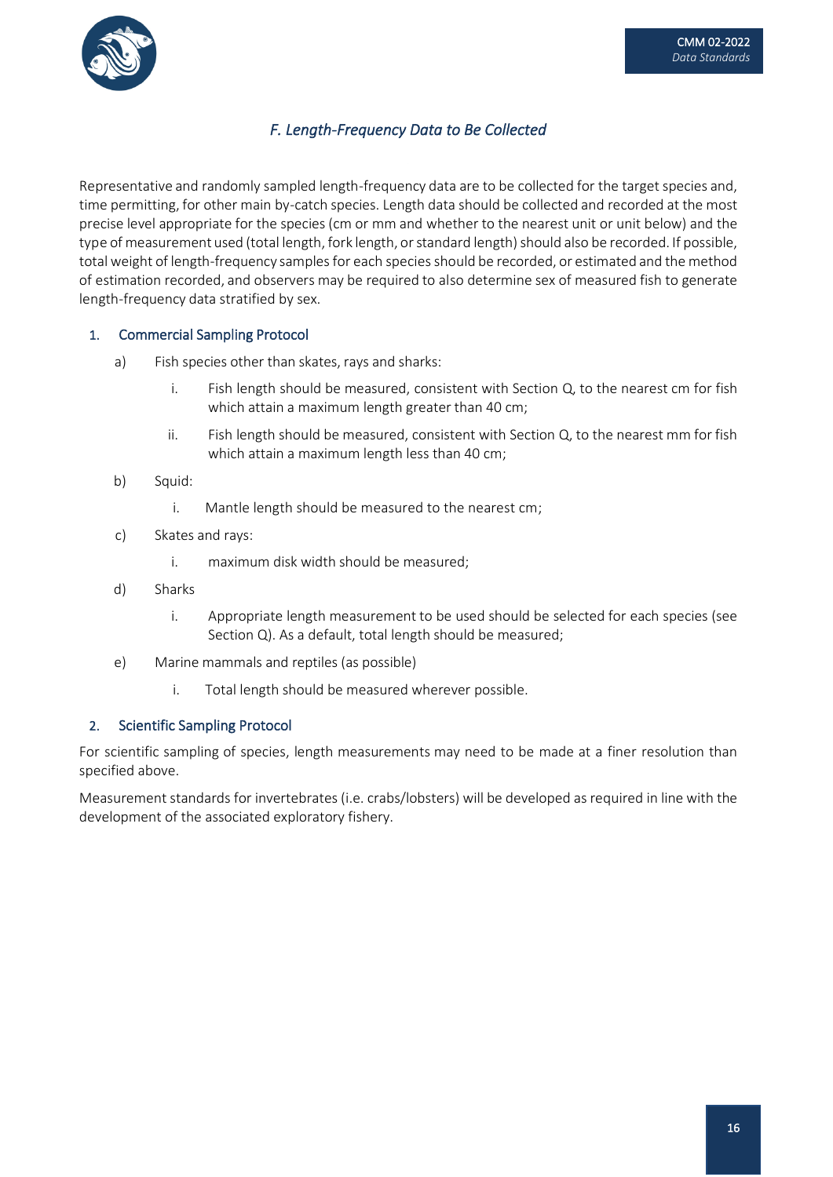## *F. Length-Frequency Data to Be Collected*

Representative and randomly sampled length-frequency data are to be collected for the target species and, time permitting, for other main by-catch species. Length data should be collected and recorded at the most precise level appropriate for the species (cm or mm and whether to the nearest unit or unit below) and the type of measurement used (total length, fork length, or standard length) should also be recorded. If possible, total weight of length-frequency samples for each species should be recorded, or estimated and the method of estimation recorded, and observers may be required to also determine sex of measured fish to generate length-frequency data stratified by sex.

### 1. Commercial Sampling Protocol

a) Fish species other than skates, rays and sharks:

   i. Fish length should be measured, consistent with Section Q, to the nearest cm for fish which attain a maximum length greater than 40 cm;

   ii. Fish length should be measured, consistent with Section Q, to the nearest mm for fish which attain a maximum length less than 40 cm;

b) Squid:

   i. Mantle length should be measured to the nearest cm;

c) Skates and rays:

   i. maximum disk width should be measured;

d) Sharks

   i. Appropriate length measurement to be used should be selected for each species (see Section Q). As a default, total length should be measured;

e) Marine mammals and reptiles (as possible)

   i. Total length should be measured wherever possible.

### 2. Scientific Sampling Protocol

For scientific sampling of species, length measurements may need to be made at a finer resolution than specified above.

Measurement standards for invertebrates (i.e. crabs/lobsters) will be developed as required in line with the development of the associated exploratory fishery.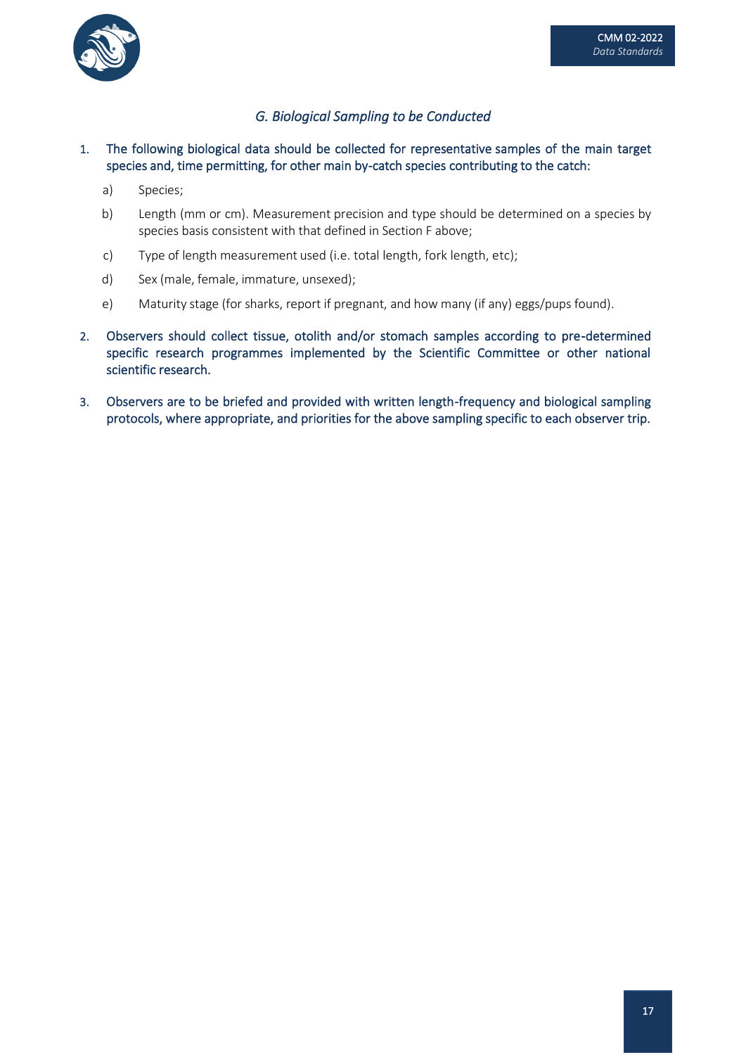### *G. Biological Sampling to be Conducted*

1. The following biological data should be collected for representative samples of the main target species and, time permitting, for other main by-catch species contributing to the catch:

    a) Species;

    b) Length (mm or cm). Measurement precision and type should be determined on a species by species basis consistent with that defined in Section F above;

    c) Type of length measurement used (i.e. total length, fork length, etc);

    d) Sex (male, female, immature, unsexed);

    e) Maturity stage (for sharks, report if pregnant, and how many (if any) eggs/pups found).

2. Observers should collect tissue, otolith and/or stomach samples according to pre-determined specific research programmes implemented by the Scientific Committee or other national scientific research.

3. Observers are to be briefed and provided with written length-frequency and biological sampling protocols, where appropriate, and priorities for the above sampling specific to each observer trip.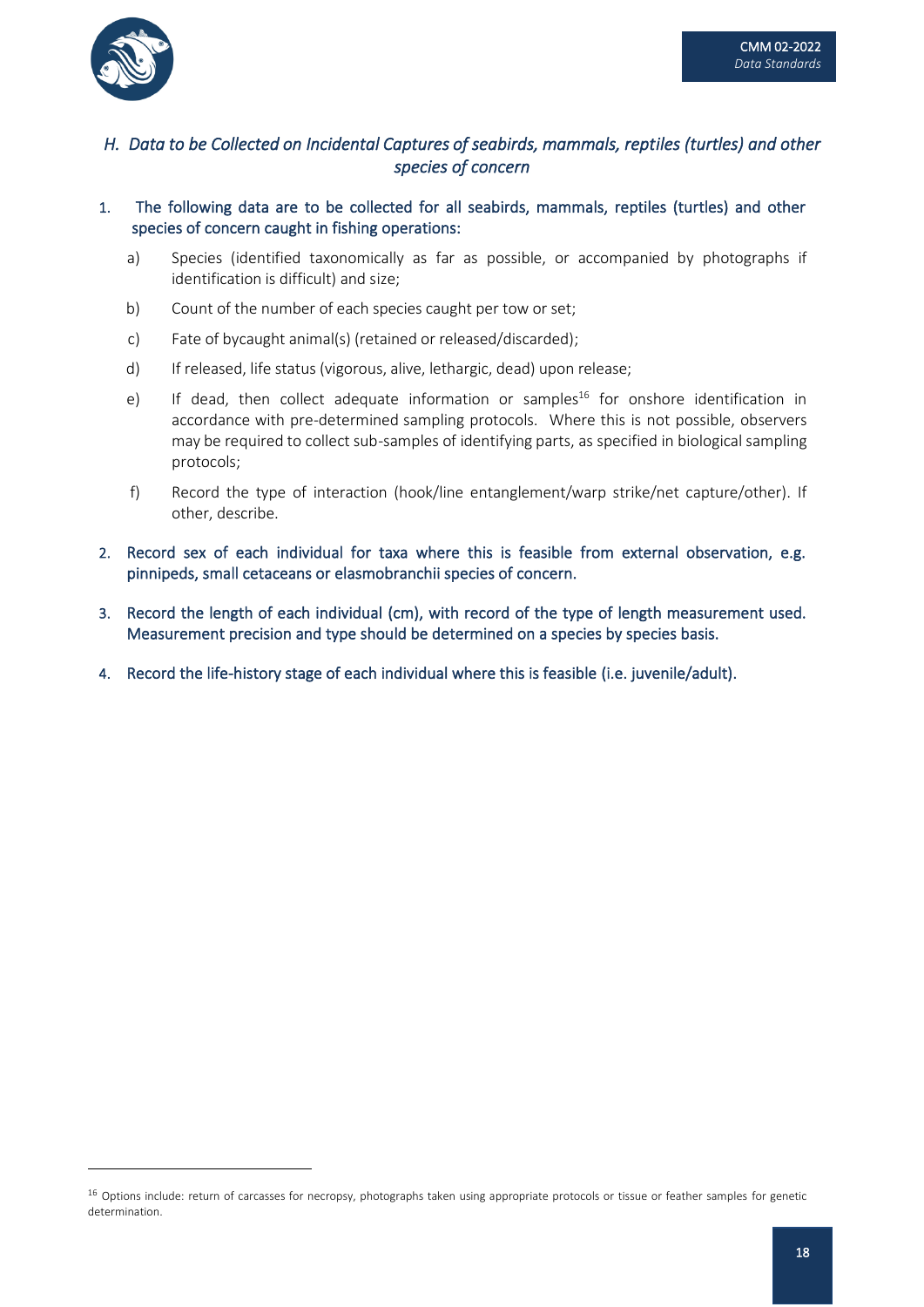## *H. Data to be Collected on Incidental Captures of seabirds, mammals, reptiles (turtles) and other species of concern*

1. The following data are to be collected for all seabirds, mammals, reptiles (turtles) and other species of concern caught in fishing operations:

   a) Species (identified taxonomically as far as possible, or accompanied by photographs if identification is difficult) and size;

   b) Count of the number of each species caught per tow or set;

   c) Fate of bycaught animal(s) (retained or released/discarded);

   d) If released, life status (vigorous, alive, lethargic, dead) upon release;

   e) If dead, then collect adequate information or samples[16] for onshore identification in accordance with pre-determined sampling protocols. Where this is not possible, observers may be required to collect sub-samples of identifying parts, as specified in biological sampling protocols;

   f) Record the type of interaction (hook/line entanglement/warp strike/net capture/other). If other, describe.

2. Record sex of each individual for taxa where this is feasible from external observation, e.g. pinnipeds, small cetaceans or elasmobranchii species of concern.

3. Record the length of each individual (cm), with record of the type of length measurement used. Measurement precision and type should be determined on a species by species basis.

4. Record the life-history stage of each individual where this is feasible (i.e. juvenile/adult).

---

[16] Options include: return of carcasses for necropsy, photographs taken using appropriate protocols or tissue or feather samples for genetic determination.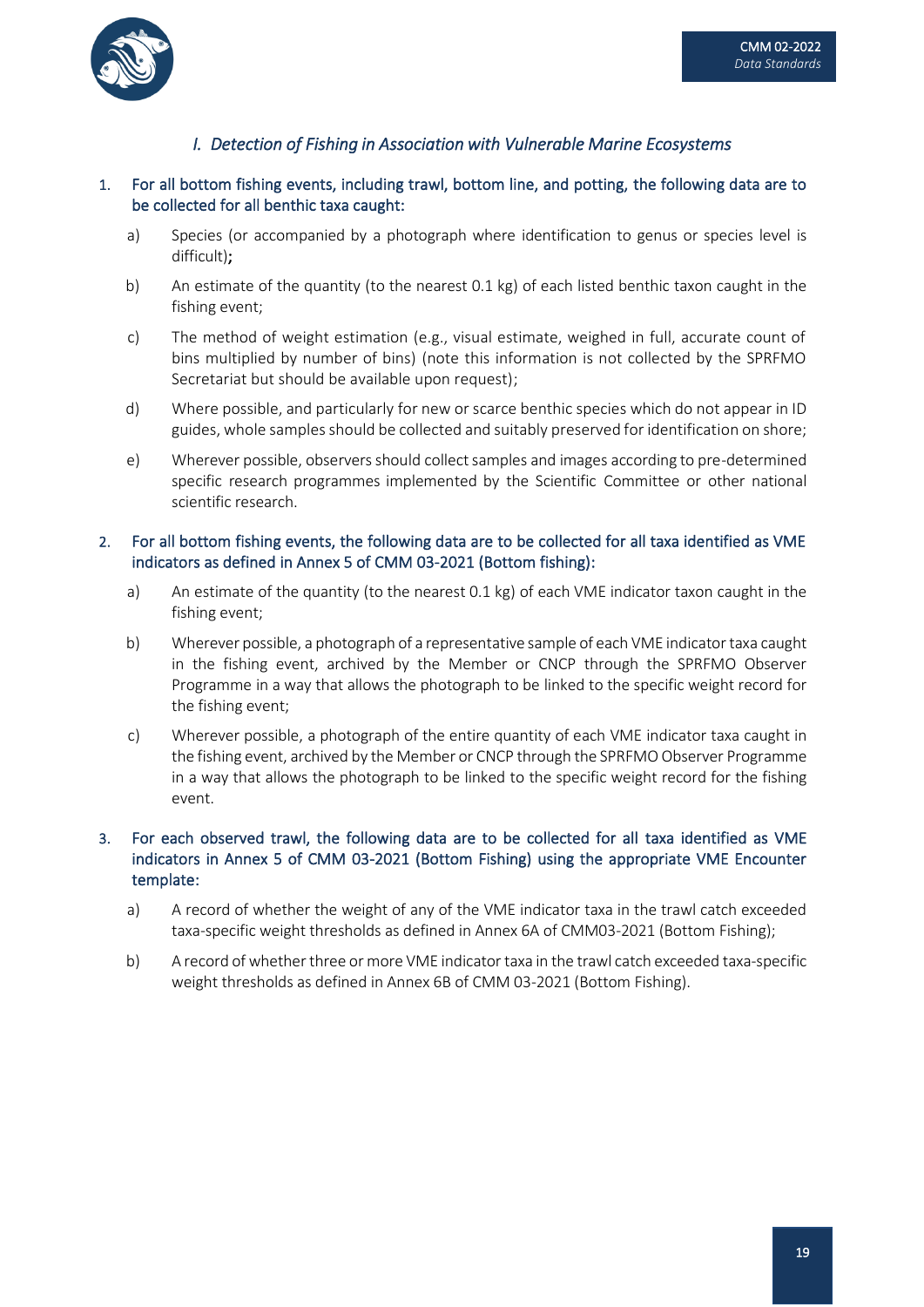## *I. Detection of Fishing in Association with Vulnerable Marine Ecosystems*

1. For all bottom fishing events, including trawl, bottom line, and potting, the following data are to be collected for all benthic taxa caught:

   a) Species (or accompanied by a photograph where identification to genus or species level is difficult)**;**

   b) An estimate of the quantity (to the nearest 0.1 kg) of each listed benthic taxon caught in the fishing event;

   c) The method of weight estimation (e.g., visual estimate, weighed in full, accurate count of bins multiplied by number of bins) (note this information is not collected by the SPRFMO Secretariat but should be available upon request);

   d) Where possible, and particularly for new or scarce benthic species which do not appear in ID guides, whole samples should be collected and suitably preserved for identification on shore;

   e) Wherever possible, observers should collect samples and images according to pre-determined specific research programmes implemented by the Scientific Committee or other national scientific research.

2. For all bottom fishing events, the following data are to be collected for all taxa identified as VME indicators as defined in Annex 5 of CMM 03-2021 (Bottom fishing):

   a) An estimate of the quantity (to the nearest 0.1 kg) of each VME indicator taxon caught in the fishing event;

   b) Wherever possible, a photograph of a representative sample of each VME indicator taxa caught in the fishing event, archived by the Member or CNCP through the SPRFMO Observer Programme in a way that allows the photograph to be linked to the specific weight record for the fishing event;

   c) Wherever possible, a photograph of the entire quantity of each VME indicator taxa caught in the fishing event, archived by the Member or CNCP through the SPRFMO Observer Programme in a way that allows the photograph to be linked to the specific weight record for the fishing event.

3. For each observed trawl, the following data are to be collected for all taxa identified as VME indicators in Annex 5 of CMM 03-2021 (Bottom Fishing) using the appropriate VME Encounter template:

   a) A record of whether the weight of any of the VME indicator taxa in the trawl catch exceeded taxa-specific weight thresholds as defined in Annex 6A of CMM03-2021 (Bottom Fishing);

   b) A record of whether three or more VME indicator taxa in the trawl catch exceeded taxa-specific weight thresholds as defined in Annex 6B of CMM 03-2021 (Bottom Fishing).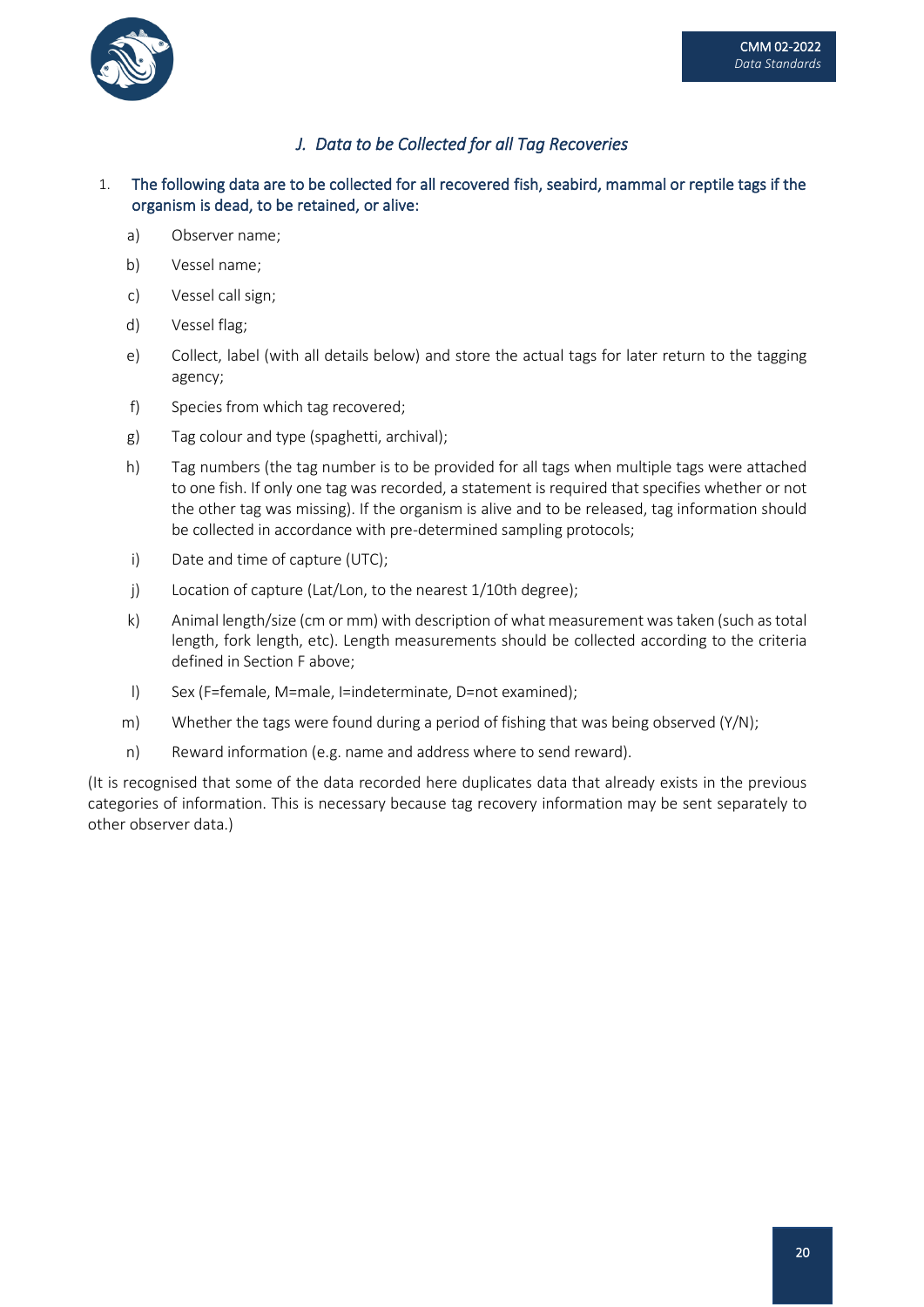## J. Data to be Collected for all Tag Recoveries

1. The following data are to be collected for all recovered fish, seabird, mammal or reptile tags if the organism is dead, to be retained, or alive:

   a) Observer name;

   b) Vessel name;

   c) Vessel call sign;

   d) Vessel flag;

   e) Collect, label (with all details below) and store the actual tags for later return to the tagging agency;

   f) Species from which tag recovered;

   g) Tag colour and type (spaghetti, archival);

   h) Tag numbers (the tag number is to be provided for all tags when multiple tags were attached to one fish. If only one tag was recorded, a statement is required that specifies whether or not the other tag was missing). If the organism is alive and to be released, tag information should be collected in accordance with pre-determined sampling protocols;

   i) Date and time of capture (UTC);

   j) Location of capture (Lat/Lon, to the nearest 1/10th degree);

   k) Animal length/size (cm or mm) with description of what measurement was taken (such as total length, fork length, etc). Length measurements should be collected according to the criteria defined in Section F above;

   l) Sex (F=female, M=male, I=indeterminate, D=not examined);

   m) Whether the tags were found during a period of fishing that was being observed (Y/N);

   n) Reward information (e.g. name and address where to send reward).

(It is recognised that some of the data recorded here duplicates data that already exists in the previous categories of information. This is necessary because tag recovery information may be sent separately to other observer data.)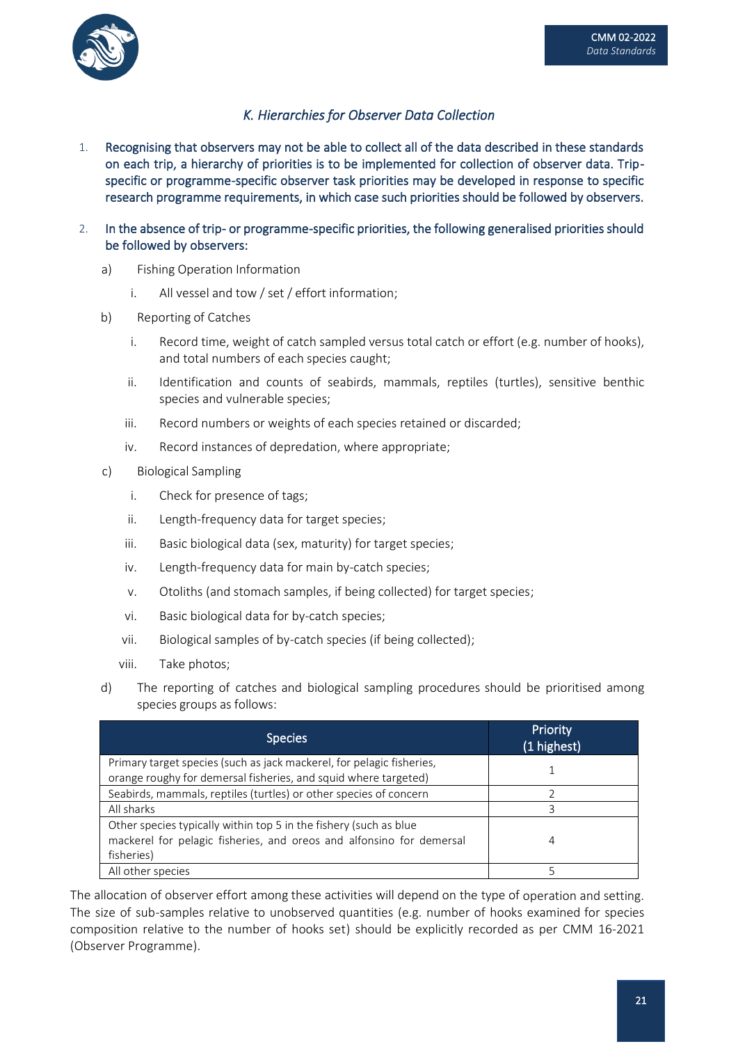## K. Hierarchies for Observer Data Collection

1. Recognising that observers may not be able to collect all of the data described in these standards on each trip, a hierarchy of priorities is to be implemented for collection of observer data. Trip-specific or programme-specific observer task priorities may be developed in response to specific research programme requirements, in which case such priorities should be followed by observers.

2. In the absence of trip- or programme-specific priorities, the following generalised priorities should be followed by observers:

   a) Fishing Operation Information

      i. All vessel and tow / set / effort information;

   b) Reporting of Catches

      i. Record time, weight of catch sampled versus total catch or effort (e.g. number of hooks), and total numbers of each species caught;

      ii. Identification and counts of seabirds, mammals, reptiles (turtles), sensitive benthic species and vulnerable species;

      iii. Record numbers or weights of each species retained or discarded;

      iv. Record instances of depredation, where appropriate;

   c) Biological Sampling

      i. Check for presence of tags;

      ii. Length-frequency data for target species;

      iii. Basic biological data (sex, maturity) for target species;

      iv. Length-frequency data for main by-catch species;

      v. Otoliths (and stomach samples, if being collected) for target species;

      vi. Basic biological data for by-catch species;

      vii. Biological samples of by-catch species (if being collected);

      viii. Take photos;

   d) The reporting of catches and biological sampling procedures should be prioritised among species groups as follows:

| Species | Priority (1 highest) |
|---|---|
| Primary target species (such as jack mackerel, for pelagic fisheries, orange roughy for demersal fisheries, and squid where targeted) | 1 |
| Seabirds, mammals, reptiles (turtles) or other species of concern | 2 |
| All sharks | 3 |
| Other species typically within top 5 in the fishery (such as blue mackerel for pelagic fisheries, and oreos and alfonsino for demersal fisheries) | 4 |
| All other species | 5 |

The allocation of observer effort among these activities will depend on the type of operation and setting. The size of sub-samples relative to unobserved quantities (e.g. number of hooks examined for species composition relative to the number of hooks set) should be explicitly recorded as per CMM 16-2021 (Observer Programme).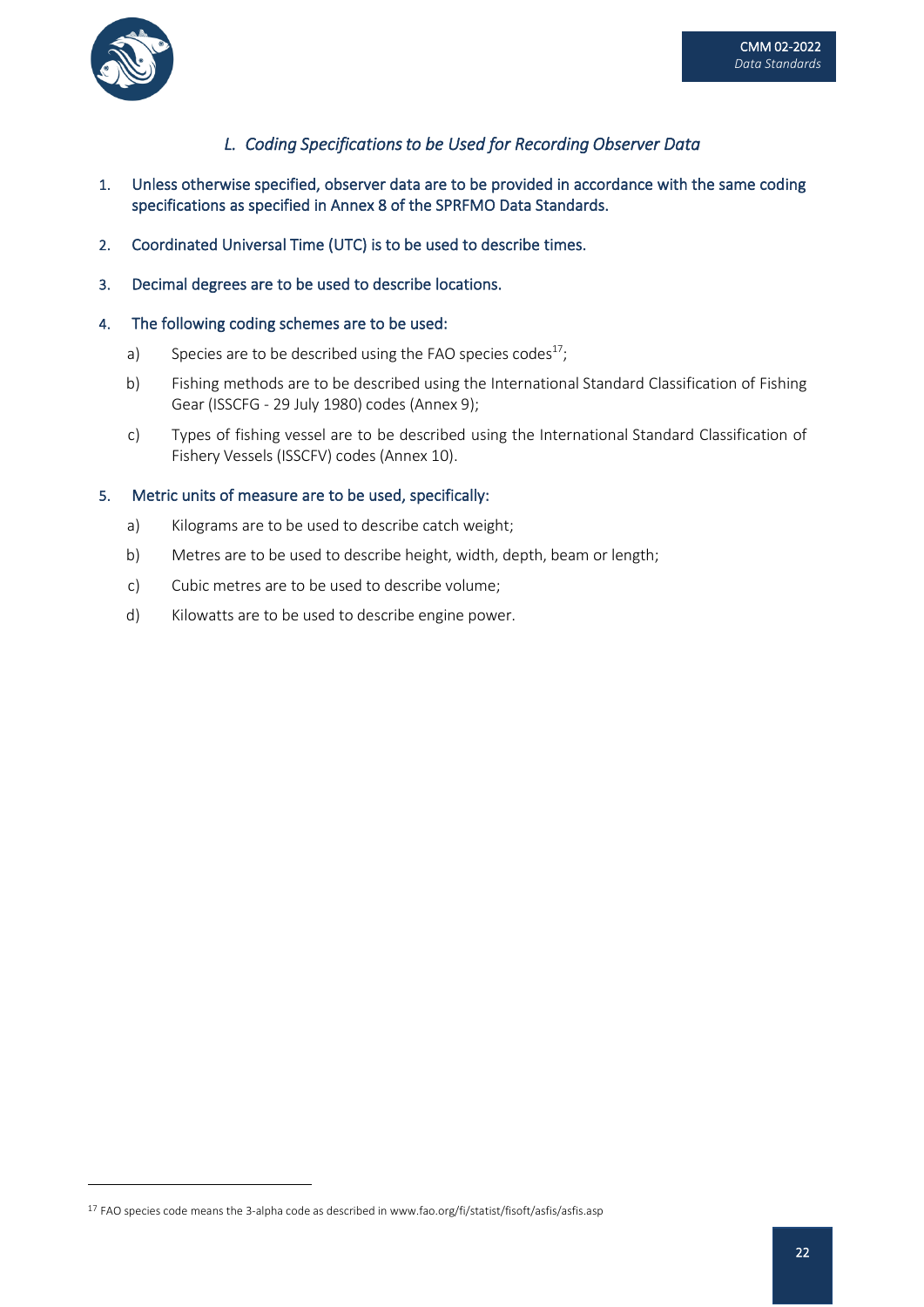## *L. Coding Specifications to be Used for Recording Observer Data*

1. Unless otherwise specified, observer data are to be provided in accordance with the same coding specifications as specified in Annex 8 of the SPRFMO Data Standards.

2. Coordinated Universal Time (UTC) is to be used to describe times.

3. Decimal degrees are to be used to describe locations.

4. The following coding schemes are to be used:

   a) Species are to be described using the FAO species codes[17];

   b) Fishing methods are to be described using the International Standard Classification of Fishing Gear (ISSCFG - 29 July 1980) codes (Annex 9);

   c) Types of fishing vessel are to be described using the International Standard Classification of Fishery Vessels (ISSCFV) codes (Annex 10).

5. Metric units of measure are to be used, specifically:

   a) Kilograms are to be used to describe catch weight;

   b) Metres are to be used to describe height, width, depth, beam or length;

   c) Cubic metres are to be used to describe volume;

   d) Kilowatts are to be used to describe engine power.

---

[17] FAO species code means the 3-alpha code as described in www.fao.org/fi/statist/fisoft/asfis/asfis.asp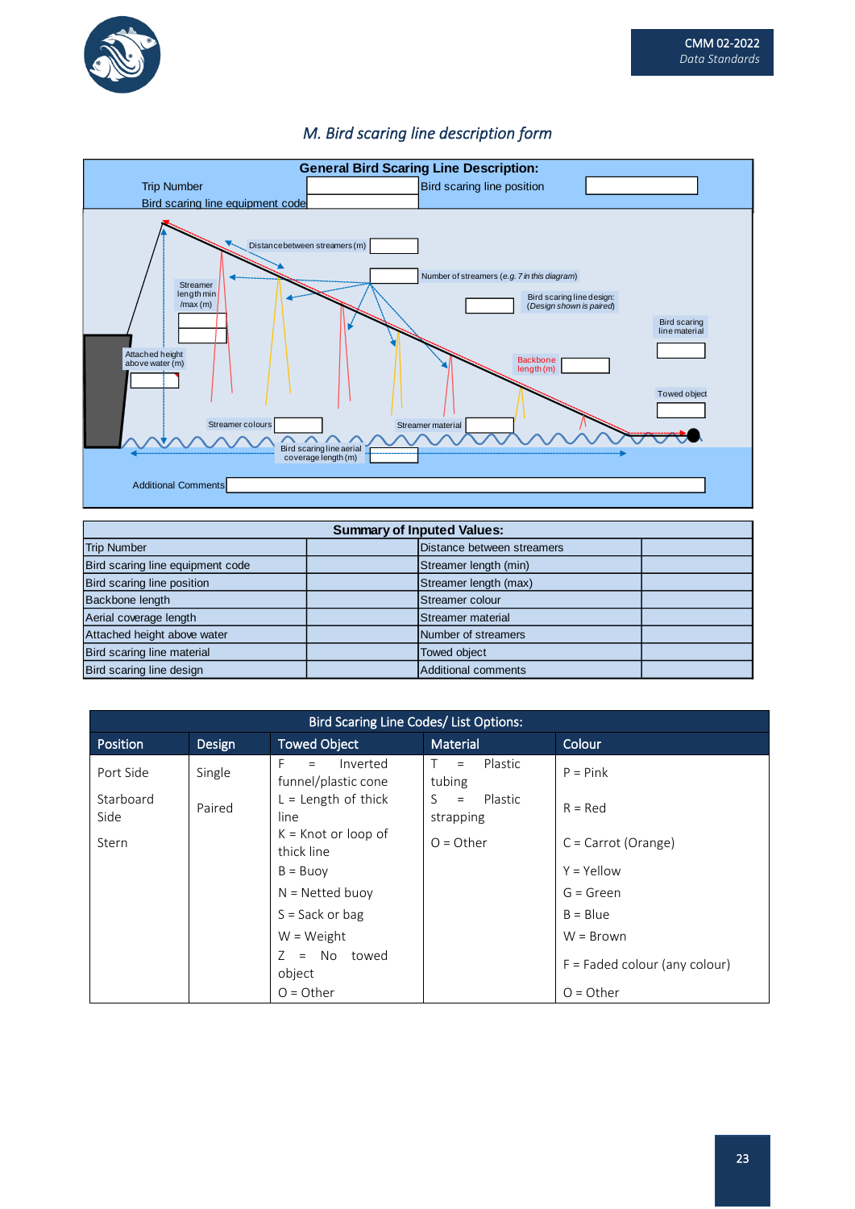## M. Bird scaring line description form

**General Bird Scaring Line Description:**

Trip Number

Bird scaring line equipment code

Bird scaring line position

Distance between streamers (m)

Number of streamers (*e.g. 7 in this diagram*)

Streamer length min /max (m)

Bird scaring line design: (*Design shown is paired*)

Bird scaring line material

Attached height above water (m)

Backbone length (m)

Towed object

Streamer colours

Streamer material

Bird scaring line aerial coverage length (m)

Additional Comments

| Summary of Inputed Values: | | | |
|---|---|---|---|
| Trip Number | | Distance between streamers | |
| Bird scaring line equipment code | | Streamer length (min) | |
| Bird scaring line position | | Streamer length (max) | |
| Backbone length | | Streamer colour | |
| Aerial coverage length | | Streamer material | |
| Attached height above water | | Number of streamers | |
| Bird scaring line material | | Towed object | |
| Bird scaring line design | | Additional comments | |

**Bird Scaring Line Codes/ List Options:**

| Position | Design | Towed Object | Material | Colour |
|---|---|---|---|---|
| Port Side<br>Starboard Side<br>Stern | Single<br>Paired | F = Inverted funnel/plastic cone<br>L = Length of thick line<br>K = Knot or loop of thick line<br>B = Buoy<br>N = Netted buoy<br>S = Sack or bag<br>W = Weight<br>Z = No towed object<br>O = Other | T = Plastic tubing<br>S = Plastic strapping<br>O = Other | P = Pink<br>R = Red<br>C = Carrot (Orange)<br>Y = Yellow<br>G = Green<br>B = Blue<br>W = Brown<br>F = Faded colour (any colour)<br>O = Other |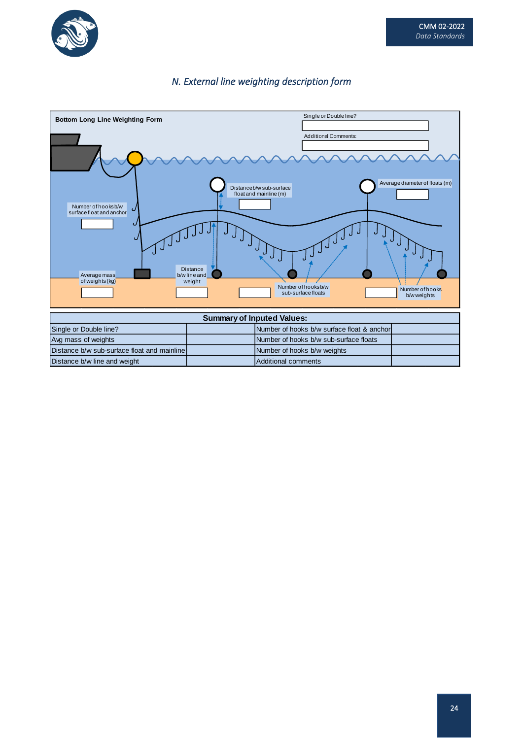## N. External line weighting description form

**Bottom Long Line Weighting Form**

Single or Double line?

Additional Comments:

Number of hooks b/w surface float and anchor

Distance b/w sub-surface float and mainline (m)

Average diameter of floats (m)

Average mass of weights (kg)

Distance b/w line and weight

Number of hooks b/w sub-surface floats

Number of hooks b/w weights

| Summary of Inputed Values: | | | |
|---|---|---|---|
| Single or Double line? | | Number of hooks b/w surface float & anchor | |
| Avg mass of weights | | Number of hooks b/w sub-surface floats | |
| Distance b/w sub-surface float and mainline | | Number of hooks b/w weights | |
| Distance b/w line and weight | | Additional comments | |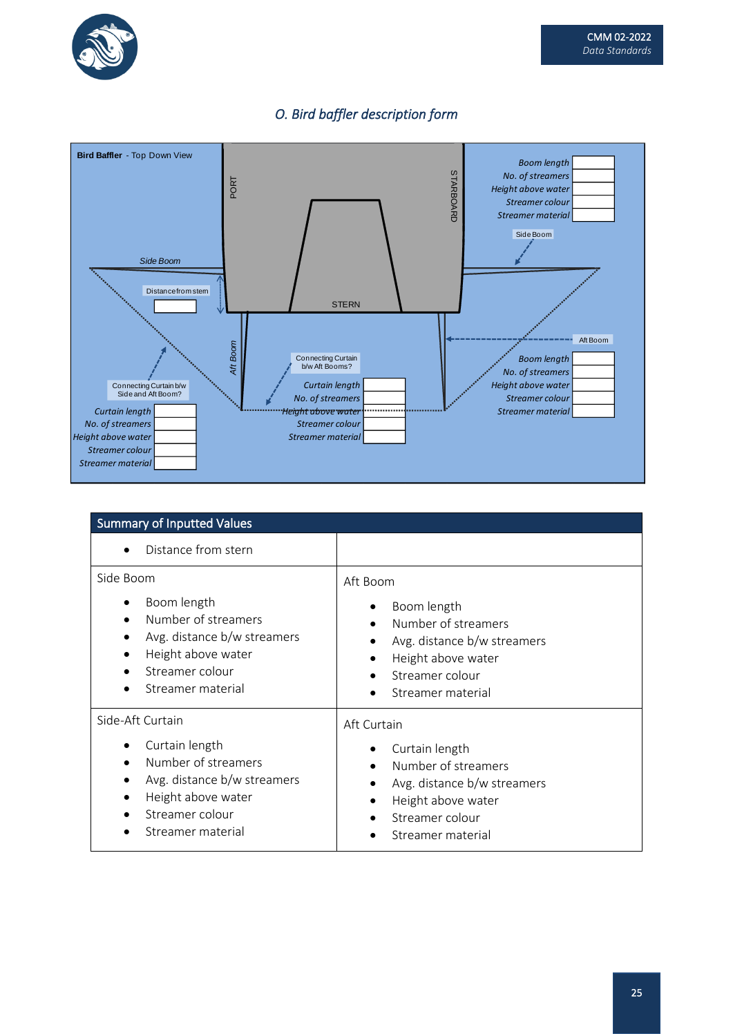## O. Bird baffler description form

**Bird Baffler** - Top Down View

PORT

STARBOARD

STERN

Side Boom

| Boom length | |
|---|---|
| No. of streamers | |
| Height above water | |
| Streamer colour | |
| Streamer material | |

Side Boom

Distance from stem

Aft Boom

| Boom length | |
|---|---|
| No. of streamers | |
| Height above water | |
| Streamer colour | |
| Streamer material | |

Connecting Curtain b/w Aft Booms?

| Curtain length | |
|---|---|
| No. of streamers | |
| Height above water | |
| Streamer colour | |
| Streamer material | |

Connecting Curtain b/w Side and Aft Boom?

| Curtain length | |
|---|---|
| No. of streamers | |
| Height above water | |
| Streamer colour | |
| Streamer material | |

| Summary of Inputted Values | |
|---|---|
| • Distance from stern | |
| Side Boom<br>• Boom length<br>• Number of streamers<br>• Avg. distance b/w streamers<br>• Height above water<br>• Streamer colour<br>• Streamer material | Aft Boom<br>• Boom length<br>• Number of streamers<br>• Avg. distance b/w streamers<br>• Height above water<br>• Streamer colour<br>• Streamer material |
| Side-Aft Curtain<br>• Curtain length<br>• Number of streamers<br>• Avg. distance b/w streamers<br>• Height above water<br>• Streamer colour<br>• Streamer material | Aft Curtain<br>• Curtain length<br>• Number of streamers<br>• Avg. distance b/w streamers<br>• Height above water<br>• Streamer colour<br>• Streamer material |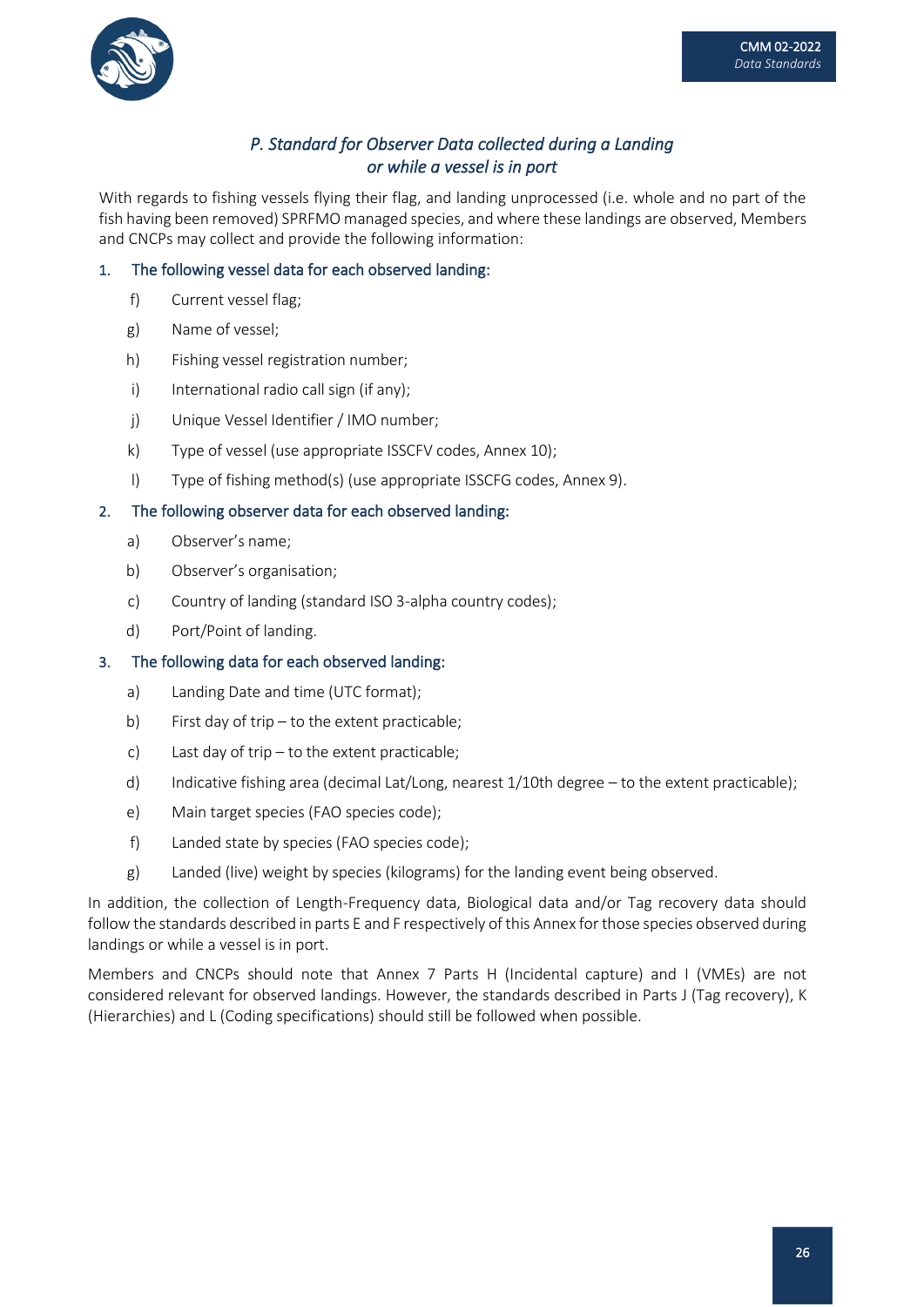## *P. Standard for Observer Data collected during a Landing or while a vessel is in port*

With regards to fishing vessels flying their flag, and landing unprocessed (i.e. whole and no part of the fish having been removed) SPRFMO managed species, and where these landings are observed, Members and CNCPs may collect and provide the following information:

1. The following vessel data for each observed landing:

   f) Current vessel flag;

   g) Name of vessel;

   h) Fishing vessel registration number;

   i) International radio call sign (if any);

   j) Unique Vessel Identifier / IMO number;

   k) Type of vessel (use appropriate ISSCFV codes, Annex 10);

   l) Type of fishing method(s) (use appropriate ISSCFG codes, Annex 9).

2. The following observer data for each observed landing:

   a) Observer's name;

   b) Observer's organisation;

   c) Country of landing (standard ISO 3-alpha country codes);

   d) Port/Point of landing.

3. The following data for each observed landing:

   a) Landing Date and time (UTC format);

   b) First day of trip – to the extent practicable;

   c) Last day of trip – to the extent practicable;

   d) Indicative fishing area (decimal Lat/Long, nearest 1/10th degree – to the extent practicable);

   e) Main target species (FAO species code);

   f) Landed state by species (FAO species code);

   g) Landed (live) weight by species (kilograms) for the landing event being observed.

In addition, the collection of Length-Frequency data, Biological data and/or Tag recovery data should follow the standards described in parts E and F respectively of this Annex for those species observed during landings or while a vessel is in port.

Members and CNCPs should note that Annex 7 Parts H (Incidental capture) and I (VMEs) are not considered relevant for observed landings. However, the standards described in Parts J (Tag recovery), K (Hierarchies) and L (Coding specifications) should still be followed when possible.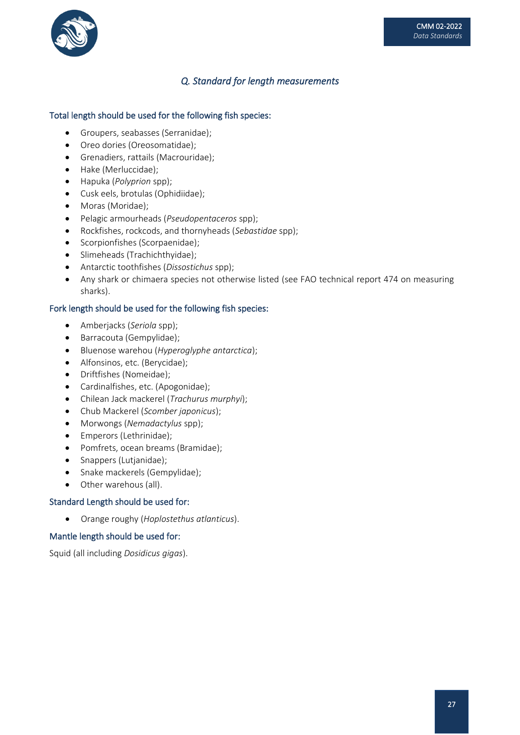## *Q. Standard for length measurements*

### Total length should be used for the following fish species:

- Groupers, seabasses (Serranidae);
- Oreo dories (Oreosomatidae);
- Grenadiers, rattails (Macrouridae);
- Hake (Merluccidae);
- Hapuka (*Polyprion* spp);
- Cusk eels, brotulas (Ophidiidae);
- Moras (Moridae);
- Pelagic armourheads (*Pseudopentaceros* spp);
- Rockfishes, rockcods, and thornyheads (*Sebastidae* spp);
- Scorpionfishes (Scorpaenidae);
- Slimeheads (Trachichthyidae);
- Antarctic toothfishes (*Dissostichus* spp);
- Any shark or chimaera species not otherwise listed (see FAO technical report 474 on measuring sharks).

### Fork length should be used for the following fish species:

- Amberjacks (*Seriola* spp);
- Barracouta (Gempylidae);
- Bluenose warehou (*Hyperoglyphe antarctica*);
- Alfonsinos, etc. (Berycidae);
- Driftfishes (Nomeidae);
- Cardinalfishes, etc. (Apogonidae);
- Chilean Jack mackerel (*Trachurus murphyi*);
- Chub Mackerel (*Scomber japonicus*);
- Morwongs (*Nemadactylus* spp);
- Emperors (Lethrinidae);
- Pomfrets, ocean breams (Bramidae);
- Snappers (Lutjanidae);
- Snake mackerels (Gempylidae);
- Other warehous (all).

### Standard Length should be used for:

- Orange roughy (*Hoplostethus atlanticus*).

### Mantle length should be used for:

Squid (all including *Dosidicus gigas*).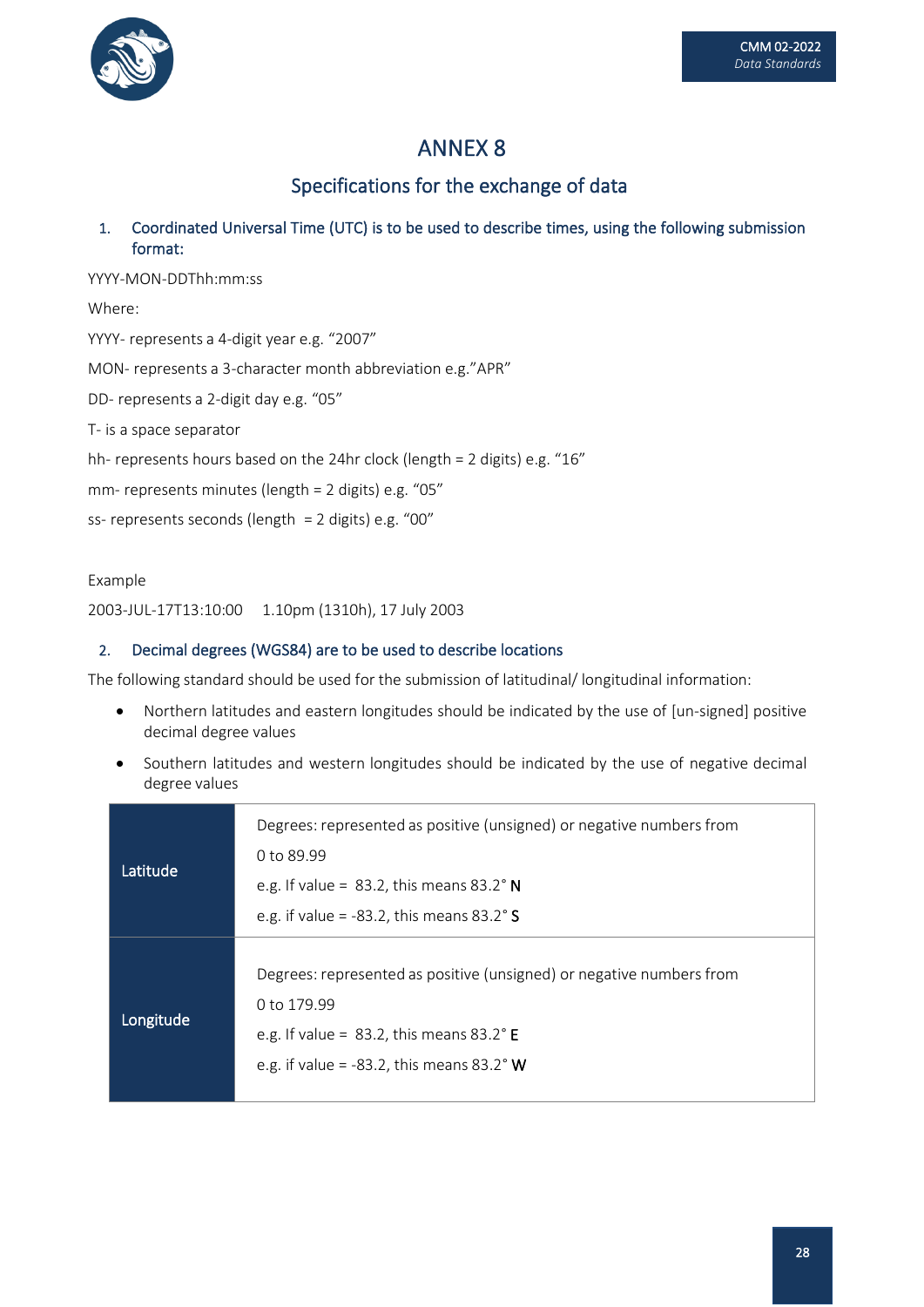// ANNEX 8

## Specifications for the exchange of data

1. Coordinated Universal Time (UTC) is to be used to describe times, using the following submission format:

YYYY-MON-DDThh:mm:ss

Where:

YYYY- represents a 4-digit year e.g. “2007”

MON- represents a 3-character month abbreviation e.g.”APR”

DD- represents a 2-digit day e.g. “05”

T- is a space separator

hh- represents hours based on the 24hr clock (length = 2 digits) e.g. “16”

mm- represents minutes (length = 2 digits) e.g. “05”

ss- represents seconds (length = 2 digits) e.g. “00”

Example

2003-JUL-17T13:10:00 1.10pm (1310h), 17 July 2003

2. Decimal degrees (WGS84) are to be used to describe locations

The following standard should be used for the submission of latitudinal/ longitudinal information:

- Northern latitudes and eastern longitudes should be indicated by the use of [un-signed] positive decimal degree values
- Southern latitudes and western longitudes should be indicated by the use of negative decimal degree values

| | |
|---|---|
| Latitude | Degrees: represented as positive (unsigned) or negative numbers from 0 to 89.99<br>e.g. If value = 83.2, this means 83.2° **N**<br>e.g. if value = -83.2, this means 83.2° **S** |
| Longitude | Degrees: represented as positive (unsigned) or negative numbers from 0 to 179.99<br>e.g. If value = 83.2, this means 83.2° **E**<br>e.g. if value = -83.2, this means 83.2° **W** |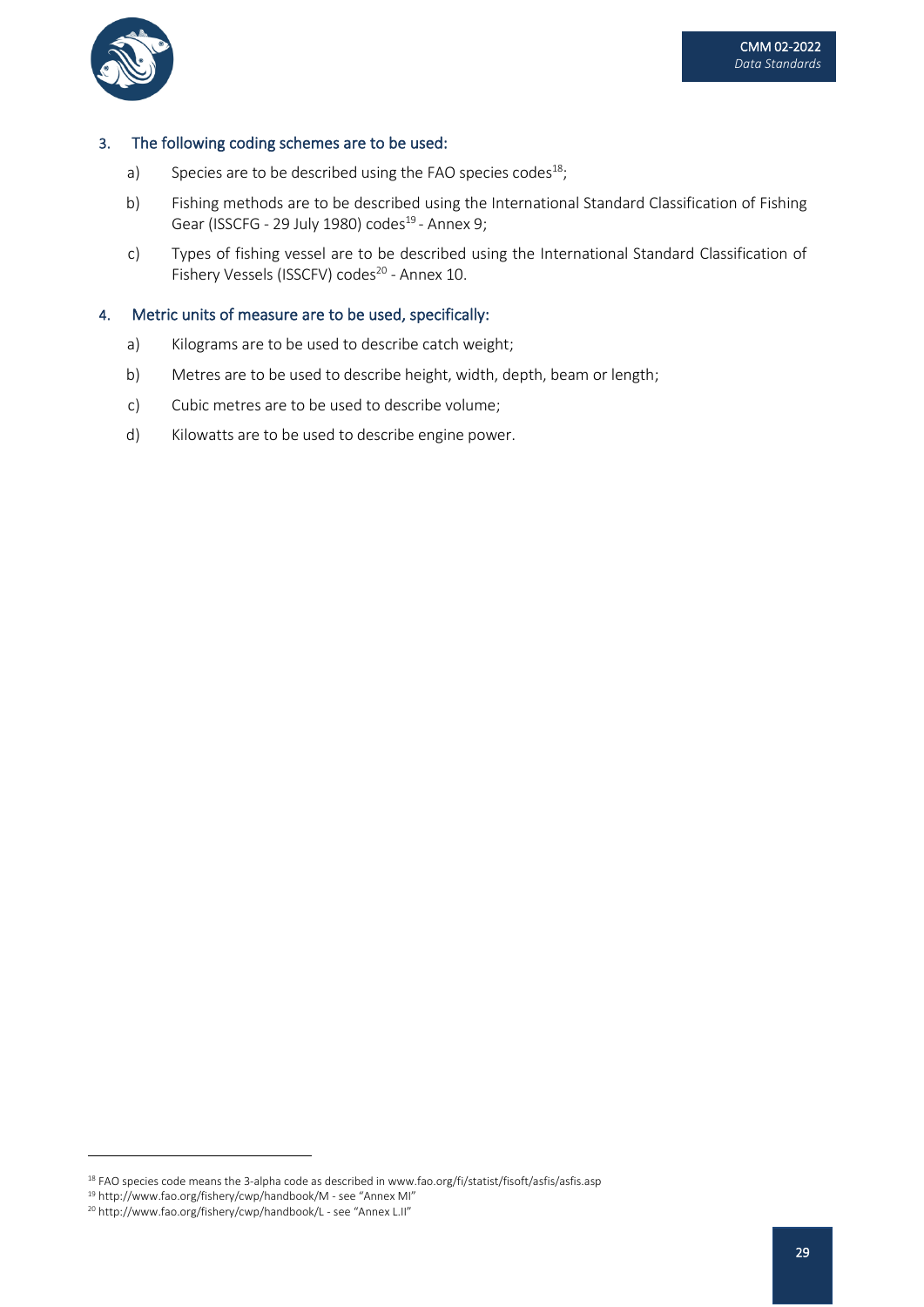3. The following coding schemes are to be used:

   a) Species are to be described using the FAO species codes[18];

   b) Fishing methods are to be described using the International Standard Classification of Fishing Gear (ISSCFG - 29 July 1980) codes[19] - Annex 9;

   c) Types of fishing vessel are to be described using the International Standard Classification of Fishery Vessels (ISSCFV) codes[20] - Annex 10.

4. Metric units of measure are to be used, specifically:

   a) Kilograms are to be used to describe catch weight;

   b) Metres are to be used to describe height, width, depth, beam or length;

   c) Cubic metres are to be used to describe volume;

   d) Kilowatts are to be used to describe engine power.

---

[18] FAO species code means the 3-alpha code as described in www.fao.org/fi/statist/fisoft/asfis/asfis.asp

[19] http://www.fao.org/fishery/cwp/handbook/M - see "Annex MI"

[20] http://www.fao.org/fishery/cwp/handbook/L - see "Annex L.II"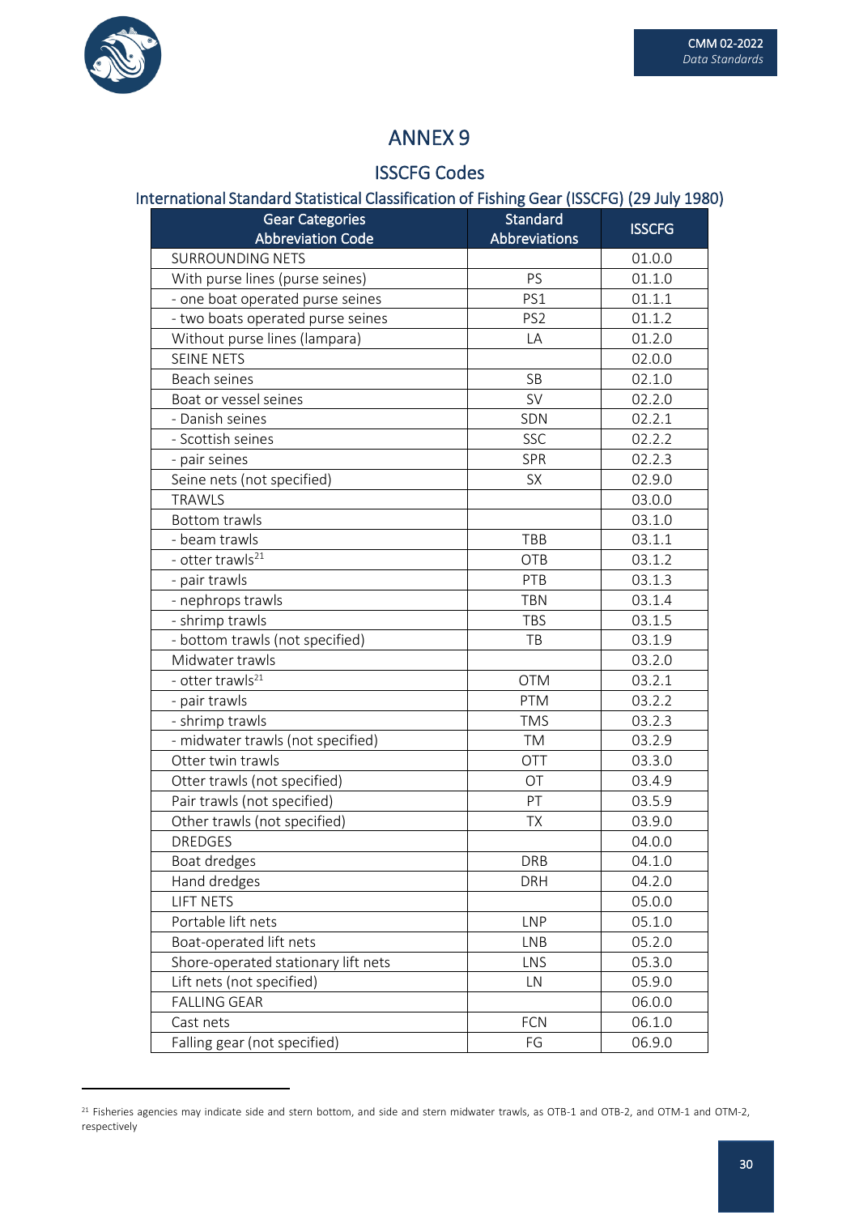# ANNEX 9

## ISSCFG Codes

### International Standard Statistical Classification of Fishing Gear (ISSCFG) (29 July 1980)

| Gear Categories Abbreviation Code | Standard Abbreviations | ISSCFG |
|---|---|---|
| SURROUNDING NETS | | 01.0.0 |
| With purse lines (purse seines) | PS | 01.1.0 |
| - one boat operated purse seines | PS1 | 01.1.1 |
| - two boats operated purse seines | PS2 | 01.1.2 |
| Without purse lines (lampara) | LA | 01.2.0 |
| SEINE NETS | | 02.0.0 |
| Beach seines | SB | 02.1.0 |
| Boat or vessel seines | SV | 02.2.0 |
| - Danish seines | SDN | 02.2.1 |
| - Scottish seines | SSC | 02.2.2 |
| - pair seines | SPR | 02.2.3 |
| Seine nets (not specified) | SX | 02.9.0 |
| TRAWLS | | 03.0.0 |
| Bottom trawls | | 03.1.0 |
| - beam trawls | TBB | 03.1.1 |
| - otter trawls[21] | OTB | 03.1.2 |
| - pair trawls | PTB | 03.1.3 |
| - nephrops trawls | TBN | 03.1.4 |
| - shrimp trawls | TBS | 03.1.5 |
| - bottom trawls (not specified) | TB | 03.1.9 |
| Midwater trawls | | 03.2.0 |
| - otter trawls[21] | OTM | 03.2.1 |
| - pair trawls | PTM | 03.2.2 |
| - shrimp trawls | TMS | 03.2.3 |
| - midwater trawls (not specified) | TM | 03.2.9 |
| Otter twin trawls | OTT | 03.3.0 |
| Otter trawls (not specified) | OT | 03.4.9 |
| Pair trawls (not specified) | PT | 03.5.9 |
| Other trawls (not specified) | TX | 03.9.0 |
| DREDGES | | 04.0.0 |
| Boat dredges | DRB | 04.1.0 |
| Hand dredges | DRH | 04.2.0 |
| LIFT NETS | | 05.0.0 |
| Portable lift nets | LNP | 05.1.0 |
| Boat-operated lift nets | LNB | 05.2.0 |
| Shore-operated stationary lift nets | LNS | 05.3.0 |
| Lift nets (not specified) | LN | 05.9.0 |
| FALLING GEAR | | 06.0.0 |
| Cast nets | FCN | 06.1.0 |
| Falling gear (not specified) | FG | 06.9.0 |

[21] Fisheries agencies may indicate side and stern bottom, and side and stern midwater trawls, as OTB-1 and OTB-2, and OTM-1 and OTM-2, respectively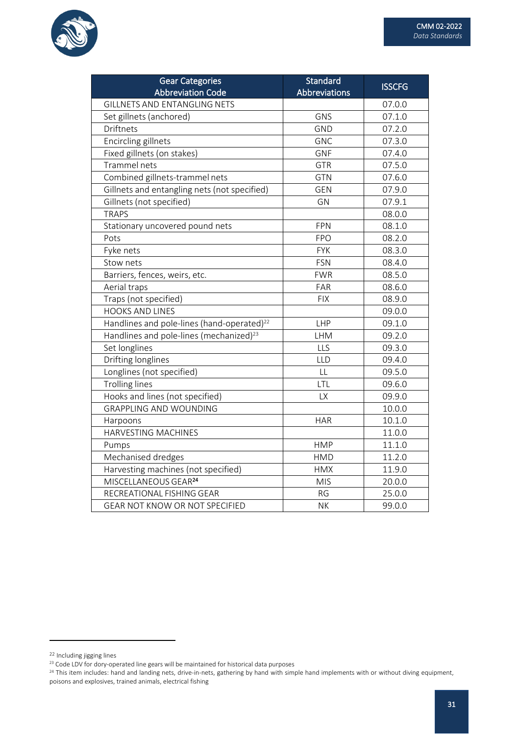| Gear Categories Abbreviation Code | Standard Abbreviations | ISSCFG |
|---|---|---|
| GILLNETS AND ENTANGLING NETS | | 07.0.0 |
| Set gillnets (anchored) | GNS | 07.1.0 |
| Driftnets | GND | 07.2.0 |
| Encircling gillnets | GNC | 07.3.0 |
| Fixed gillnets (on stakes) | GNF | 07.4.0 |
| Trammel nets | GTR | 07.5.0 |
| Combined gillnets-trammel nets | GTN | 07.6.0 |
| Gillnets and entangling nets (not specified) | GEN | 07.9.0 |
| Gillnets (not specified) | GN | 07.9.1 |
| TRAPS | | 08.0.0 |
| Stationary uncovered pound nets | FPN | 08.1.0 |
| Pots | FPO | 08.2.0 |
| Fyke nets | FYK | 08.3.0 |
| Stow nets | FSN | 08.4.0 |
| Barriers, fences, weirs, etc. | FWR | 08.5.0 |
| Aerial traps | FAR | 08.6.0 |
| Traps (not specified) | FIX | 08.9.0 |
| HOOKS AND LINES | | 09.0.0 |
| Handlines and pole-lines (hand-operated)[22] | LHP | 09.1.0 |
| Handlines and pole-lines (mechanized)[23] | LHM | 09.2.0 |
| Set longlines | LLS | 09.3.0 |
| Drifting longlines | LLD | 09.4.0 |
| Longlines (not specified) | LL | 09.5.0 |
| Trolling lines | LTL | 09.6.0 |
| Hooks and lines (not specified) | LX | 09.9.0 |
| GRAPPLING AND WOUNDING | | 10.0.0 |
| Harpoons | HAR | 10.1.0 |
| HARVESTING MACHINES | | 11.0.0 |
| Pumps | HMP | 11.1.0 |
| Mechanised dredges | HMD | 11.2.0 |
| Harvesting machines (not specified) | HMX | 11.9.0 |
| MISCELLANEOUS GEAR[24] | MIS | 20.0.0 |
| RECREATIONAL FISHING GEAR | RG | 25.0.0 |
| GEAR NOT KNOW OR NOT SPECIFIED | NK | 99.0.0 |

[22] Including jigging lines

[23] Code LDV for dory-operated line gears will be maintained for historical data purposes

[24] This item includes: hand and landing nets, drive-in-nets, gathering by hand with simple hand implements with or without diving equipment, poisons and explosives, trained animals, electrical fishing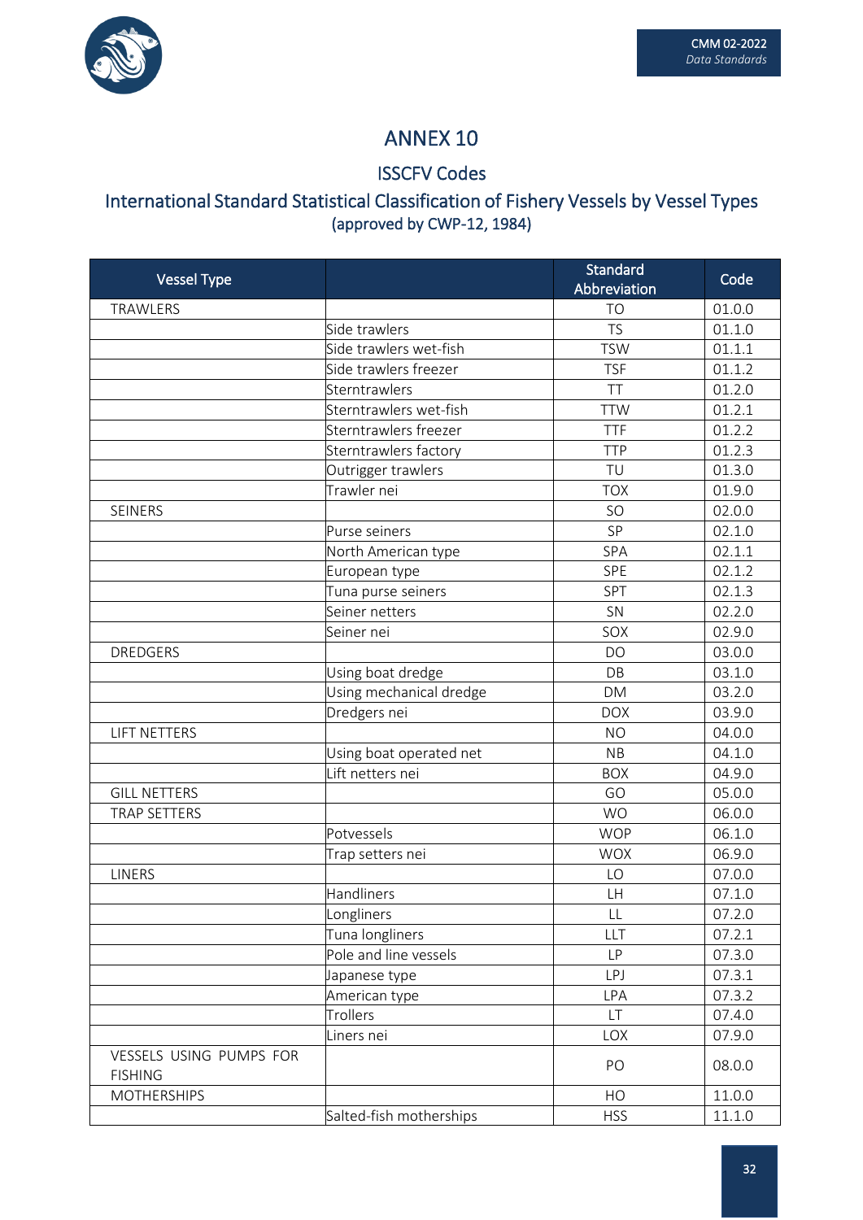# ANNEX 10

## ISSCFV Codes

### International Standard Statistical Classification of Fishery Vessels by Vessel Types

(approved by CWP-12, 1984)

| Vessel Type | | Standard Abbreviation | Code |
|---|---|---|---|
| TRAWLERS | | TO | 01.0.0 |
| | Side trawlers | TS | 01.1.0 |
| | Side trawlers wet-fish | TSW | 01.1.1 |
| | Side trawlers freezer | TSF | 01.1.2 |
| | Sterntrawlers | TT | 01.2.0 |
| | Sterntrawlers wet-fish | TTW | 01.2.1 |
| | Sterntrawlers freezer | TTF | 01.2.2 |
| | Sterntrawlers factory | TTP | 01.2.3 |
| | Outrigger trawlers | TU | 01.3.0 |
| | Trawler nei | TOX | 01.9.0 |
| SEINERS | | SO | 02.0.0 |
| | Purse seiners | SP | 02.1.0 |
| | North American type | SPA | 02.1.1 |
| | European type | SPE | 02.1.2 |
| | Tuna purse seiners | SPT | 02.1.3 |
| | Seiner netters | SN | 02.2.0 |
| | Seiner nei | SOX | 02.9.0 |
| DREDGERS | | DO | 03.0.0 |
| | Using boat dredge | DB | 03.1.0 |
| | Using mechanical dredge | DM | 03.2.0 |
| | Dredgers nei | DOX | 03.9.0 |
| LIFT NETTERS | | NO | 04.0.0 |
| | Using boat operated net | NB | 04.1.0 |
| | Lift netters nei | BOX | 04.9.0 |
| GILL NETTERS | | GO | 05.0.0 |
| TRAP SETTERS | | WO | 06.0.0 |
| | Potvessels | WOP | 06.1.0 |
| | Trap setters nei | WOX | 06.9.0 |
| LINERS | | LO | 07.0.0 |
| | Handliners | LH | 07.1.0 |
| | Longliners | LL | 07.2.0 |
| | Tuna longliners | LLT | 07.2.1 |
| | Pole and line vessels | LP | 07.3.0 |
| | Japanese type | LPJ | 07.3.1 |
| | American type | LPA | 07.3.2 |
| | Trollers | LT | 07.4.0 |
| | Liners nei | LOX | 07.9.0 |
| VESSELS USING PUMPS FOR FISHING | | PO | 08.0.0 |
| MOTHERSHIPS | | HO | 11.0.0 |
| | Salted-fish motherships | HSS | 11.1.0 |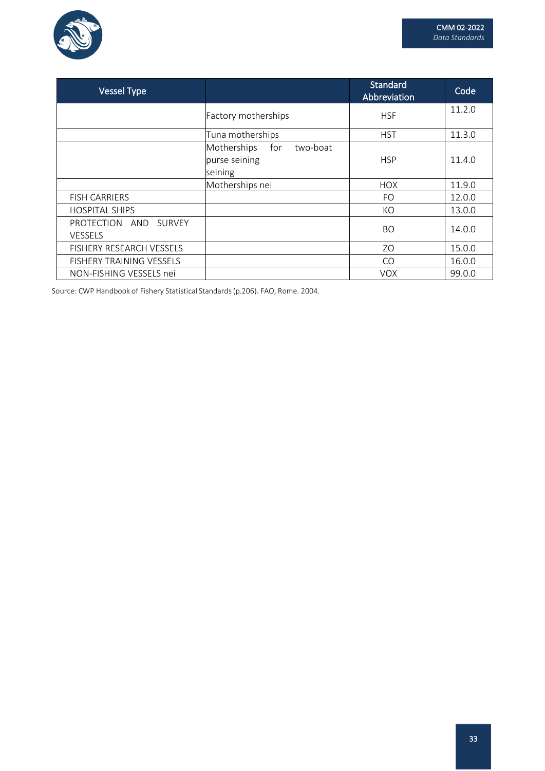| Vessel Type | | Standard Abbreviation | Code |
|---|---|---|---|
| | Factory motherships | HSF | 11.2.0 |
| | Tuna motherships | HST | 11.3.0 |
| | Motherships for two-boat purse seining seining | HSP | 11.4.0 |
| | Motherships nei | HOX | 11.9.0 |
| FISH CARRIERS | | FO | 12.0.0 |
| HOSPITAL SHIPS | | KO | 13.0.0 |
| PROTECTION AND SURVEY VESSELS | | BO | 14.0.0 |
| FISHERY RESEARCH VESSELS | | ZO | 15.0.0 |
| FISHERY TRAINING VESSELS | | CO | 16.0.0 |
| NON-FISHING VESSELS nei | | VOX | 99.0.0 |

Source: CWP Handbook of Fishery Statistical Standards (p.206). FAO, Rome. 2004.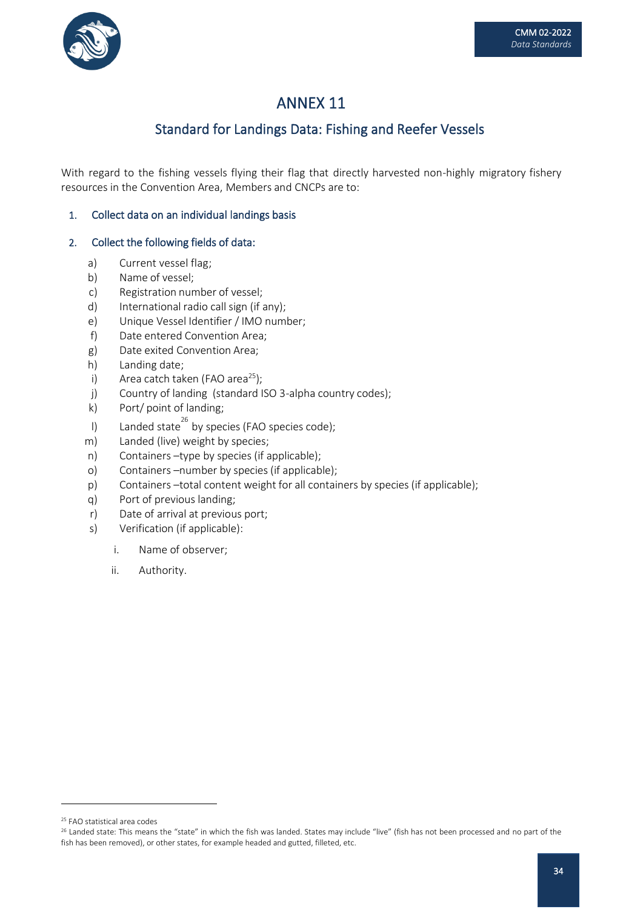# ANNEX 11

## Standard for Landings Data: Fishing and Reefer Vessels

With regard to the fishing vessels flying their flag that directly harvested non-highly migratory fishery resources in the Convention Area, Members and CNCPs are to:

1. Collect data on an individual landings basis

2. Collect the following fields of data:

   a) Current vessel flag;
   b) Name of vessel;
   c) Registration number of vessel;
   d) International radio call sign (if any);
   e) Unique Vessel Identifier / IMO number;
   f) Date entered Convention Area;
   g) Date exited Convention Area;
   h) Landing date;
   i) Area catch taken (FAO area[25]);
   j) Country of landing (standard ISO 3-alpha country codes);
   k) Port/ point of landing;
   l) Landed state[26] by species (FAO species code);
   m) Landed (live) weight by species;
   n) Containers –type by species (if applicable);
   o) Containers –number by species (if applicable);
   p) Containers –total content weight for all containers by species (if applicable);
   q) Port of previous landing;
   r) Date of arrival at previous port;
   s) Verification (if applicable):
      i. Name of observer;
      ii. Authority.

[25] FAO statistical area codes

[26] Landed state: This means the "state" in which the fish was landed. States may include "live" (fish has not been processed and no part of the fish has been removed), or other states, for example headed and gutted, filleted, etc.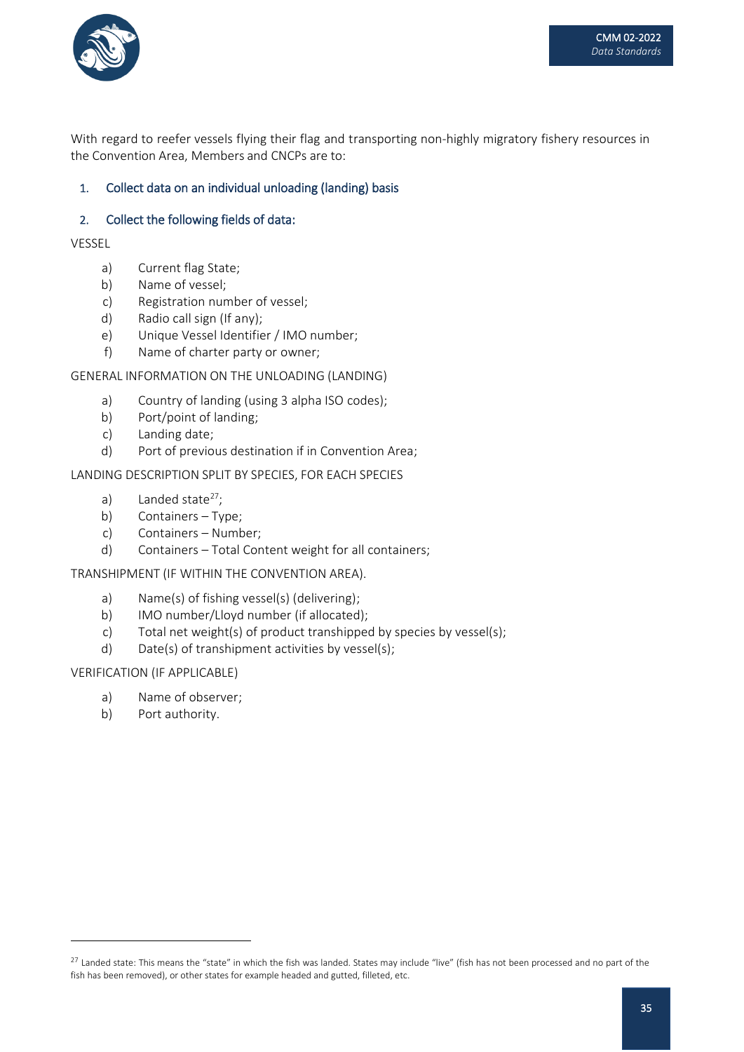With regard to reefer vessels flying their flag and transporting non-highly migratory fishery resources in the Convention Area, Members and CNCPs are to:

1. Collect data on an individual unloading (landing) basis

2. Collect the following fields of data:

VESSEL

a) Current flag State;
b) Name of vessel;
c) Registration number of vessel;
d) Radio call sign (If any);
e) Unique Vessel Identifier / IMO number;
f) Name of charter party or owner;

GENERAL INFORMATION ON THE UNLOADING (LANDING)

a) Country of landing (using 3 alpha ISO codes);
b) Port/point of landing;
c) Landing date;
d) Port of previous destination if in Convention Area;

LANDING DESCRIPTION SPLIT BY SPECIES, FOR EACH SPECIES

a) Landed state[27];
b) Containers – Type;
c) Containers – Number;
d) Containers – Total Content weight for all containers;

TRANSHIPMENT (IF WITHIN THE CONVENTION AREA).

a) Name(s) of fishing vessel(s) (delivering);
b) IMO number/Lloyd number (if allocated);
c) Total net weight(s) of product transhipped by species by vessel(s);
d) Date(s) of transhipment activities by vessel(s);

VERIFICATION (IF APPLICABLE)

a) Name of observer;
b) Port authority.

[27] Landed state: This means the "state" in which the fish was landed. States may include "live" (fish has not been processed and no part of the fish has been removed), or other states for example headed and gutted, filleted, etc.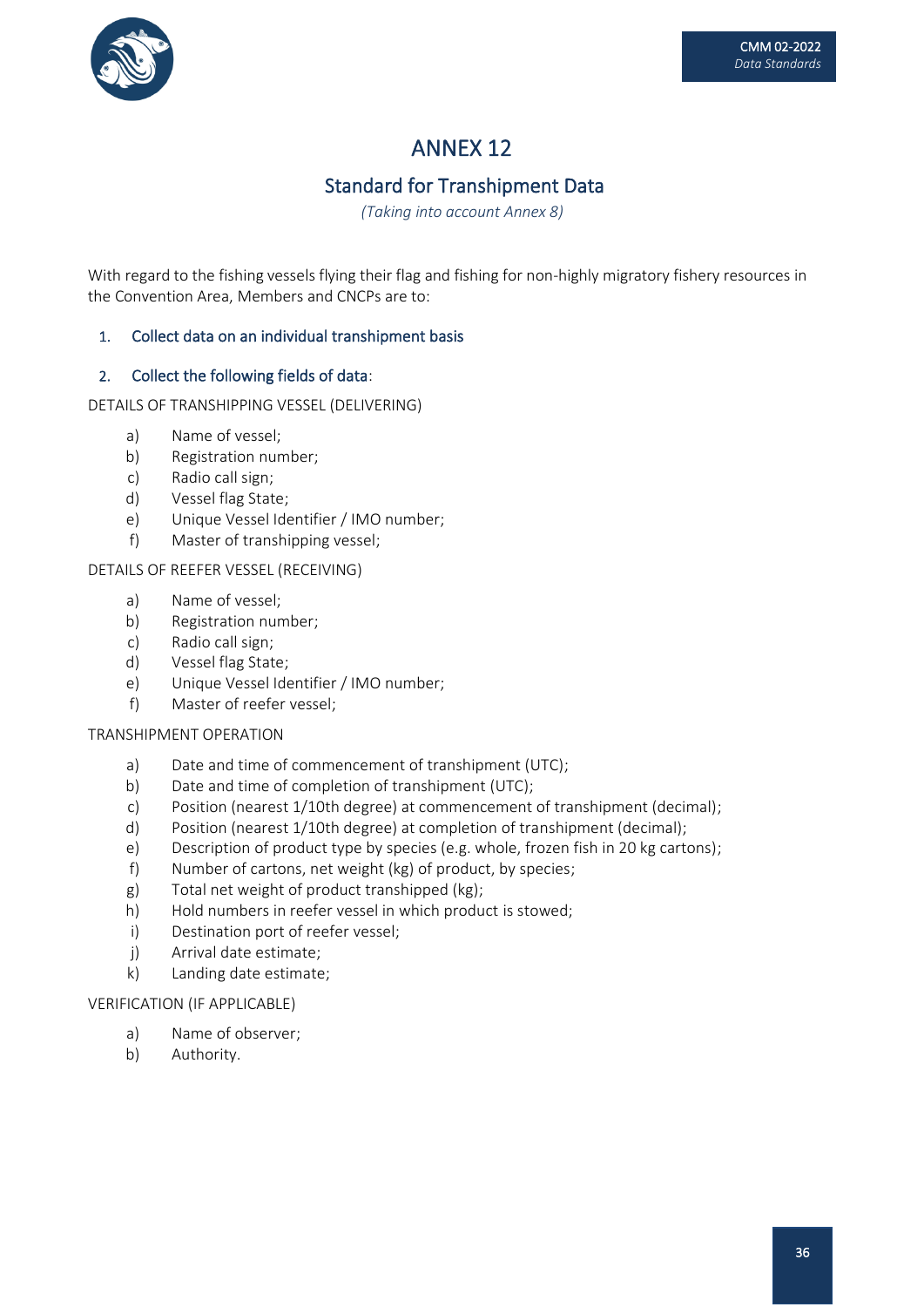# ANNEX 12

## Standard for Transhipment Data

*(Taking into account Annex 8)*

With regard to the fishing vessels flying their flag and fishing for non-highly migratory fishery resources in the Convention Area, Members and CNCPs are to:

1. Collect data on an individual transhipment basis

2. Collect the following fields of data:

DETAILS OF TRANSHIPPING VESSEL (DELIVERING)

- a) Name of vessel;
- b) Registration number;
- c) Radio call sign;
- d) Vessel flag State;
- e) Unique Vessel Identifier / IMO number;
- f) Master of transhipping vessel;

DETAILS OF REEFER VESSEL (RECEIVING)

- a) Name of vessel;
- b) Registration number;
- c) Radio call sign;
- d) Vessel flag State;
- e) Unique Vessel Identifier / IMO number;
- f) Master of reefer vessel;

TRANSHIPMENT OPERATION

- a) Date and time of commencement of transhipment (UTC);
- b) Date and time of completion of transhipment (UTC);
- c) Position (nearest 1/10th degree) at commencement of transhipment (decimal);
- d) Position (nearest 1/10th degree) at completion of transhipment (decimal);
- e) Description of product type by species (e.g. whole, frozen fish in 20 kg cartons);
- f) Number of cartons, net weight (kg) of product, by species;
- g) Total net weight of product transhipped (kg);
- h) Hold numbers in reefer vessel in which product is stowed;
- i) Destination port of reefer vessel;
- j) Arrival date estimate;
- k) Landing date estimate;

VERIFICATION (IF APPLICABLE)

- a) Name of observer;
- b) Authority.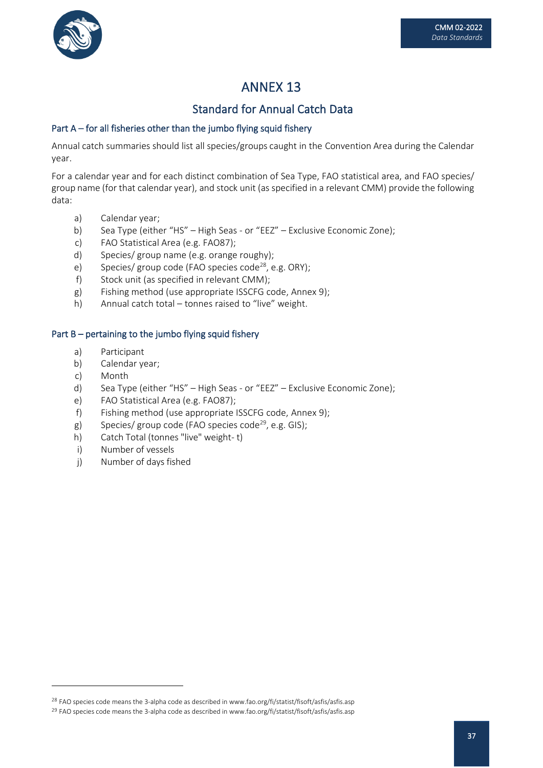# ANNEX 13

## Standard for Annual Catch Data

### Part A – for all fisheries other than the jumbo flying squid fishery

Annual catch summaries should list all species/groups caught in the Convention Area during the Calendar year.

For a calendar year and for each distinct combination of Sea Type, FAO statistical area, and FAO species/ group name (for that calendar year), and stock unit (as specified in a relevant CMM) provide the following data:

a) Calendar year;
b) Sea Type (either "HS" – High Seas - or "EEZ" – Exclusive Economic Zone);
c) FAO Statistical Area (e.g. FAO87);
d) Species/ group name (e.g. orange roughy);
e) Species/ group code (FAO species code[28], e.g. ORY);
f) Stock unit (as specified in relevant CMM);
g) Fishing method (use appropriate ISSCFG code, Annex 9);
h) Annual catch total – tonnes raised to "live" weight.

### Part B – pertaining to the jumbo flying squid fishery

a) Participant
b) Calendar year;
c) Month
d) Sea Type (either "HS" – High Seas - or "EEZ" – Exclusive Economic Zone);
e) FAO Statistical Area (e.g. FAO87);
f) Fishing method (use appropriate ISSCFG code, Annex 9);
g) Species/ group code (FAO species code[29], e.g. GIS);
h) Catch Total (tonnes "live" weight- t)
i) Number of vessels
j) Number of days fished

---

[28] FAO species code means the 3-alpha code as described in www.fao.org/fi/statist/fisoft/asfis/asfis.asp

[29] FAO species code means the 3-alpha code as described in www.fao.org/fi/statist/fisoft/asfis/asfis.asp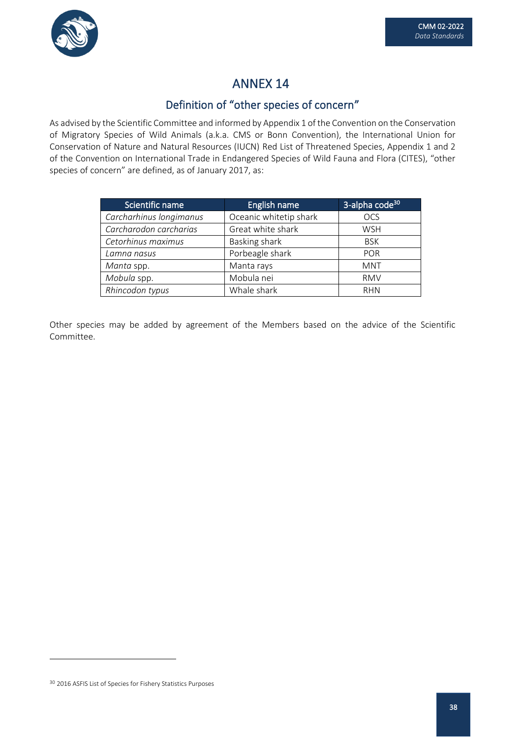# ANNEX 14

## Definition of "other species of concern"

As advised by the Scientific Committee and informed by Appendix 1 of the Convention on the Conservation of Migratory Species of Wild Animals (a.k.a. CMS or Bonn Convention), the International Union for Conservation of Nature and Natural Resources (IUCN) Red List of Threatened Species, Appendix 1 and 2 of the Convention on International Trade in Endangered Species of Wild Fauna and Flora (CITES), "other species of concern" are defined, as of January 2017, as:

| Scientific name | English name | 3-alpha code[30] |
|---|---|---|
| *Carcharhinus longimanus* | Oceanic whitetip shark | OCS |
| *Carcharodon carcharias* | Great white shark | WSH |
| *Cetorhinus maximus* | Basking shark | BSK |
| *Lamna nasus* | Porbeagle shark | POR |
| *Manta* spp. | Manta rays | MNT |
| *Mobula* spp. | Mobula nei | RMV |
| *Rhincodon typus* | Whale shark | RHN |

Other species may be added by agreement of the Members based on the advice of the Scientific Committee.

[30] 2016 ASFIS List of Species for Fishery Statistics Purposes